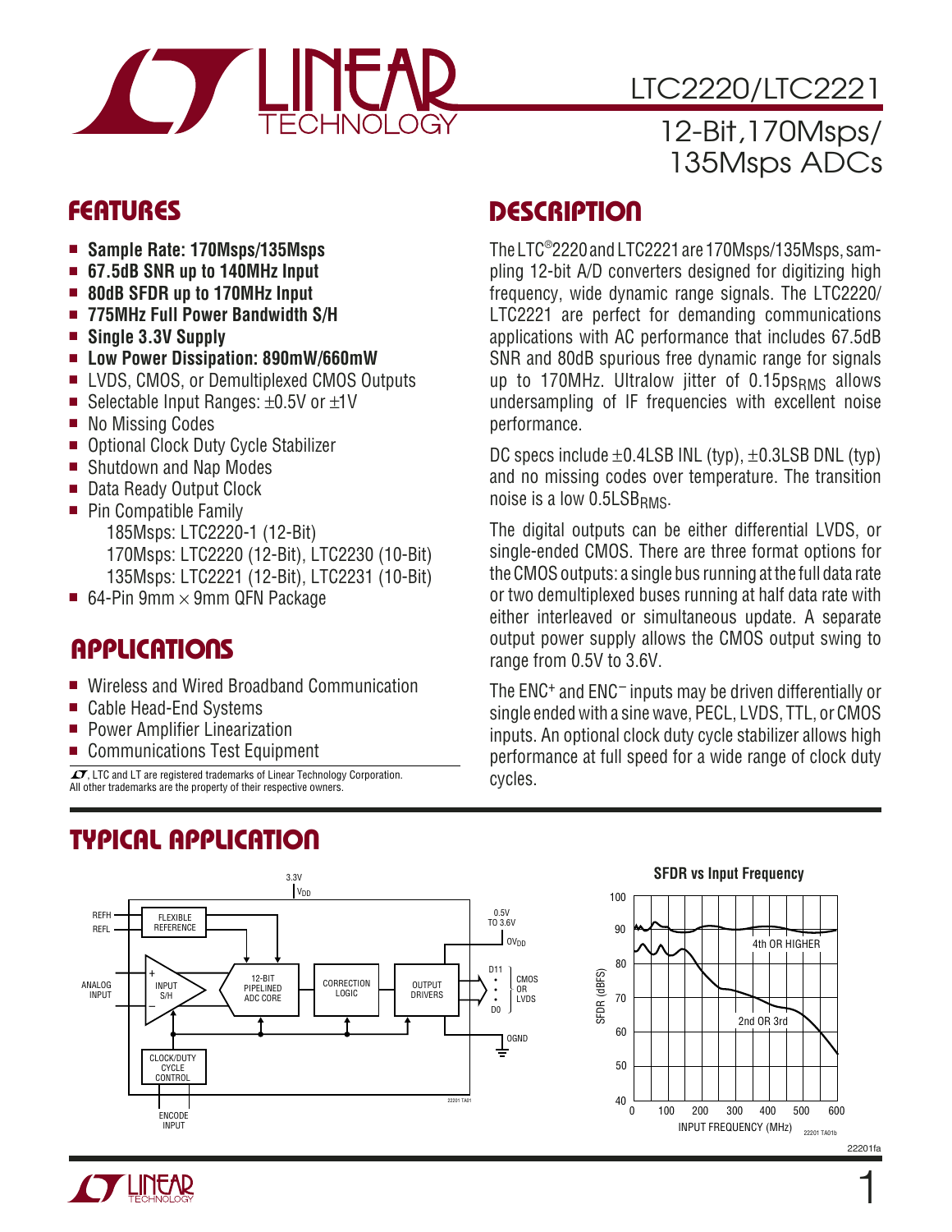# LTC2220/LTC2221

## 12-Bit, 170Msps/135Msps ADCs

## FEATURES

- **Sample Rate: 170Msps/135Msps**
- **67.5dB SNR up to 140MHz Input**
- **80dB SFDR up to 170MHz Input**
- **775MHz Full Power Bandwidth S/H**
- **Single 3.3V Supply**
- **Low Power Dissipation: 890mW/660mW**
- LVDS, CMOS, or Demultiplexed CMOS Outputs
- Selectable Input Ranges: ±0.5V or ±1V
- No Missing Codes
- Optional Clock Duty Cycle Stabilizer
- Shutdown and Nap Modes
- Data Ready Output Clock
- Pin Compatible Family
  - 185Msps: LTC2220-1 (12-Bit)
  - 170Msps: LTC2220 (12-Bit), LTC2230 (10-Bit)
  - 135Msps: LTC2221 (12-Bit), LTC2231 (10-Bit)
- 64-Pin 9mm × 9mm QFN Package

## APPLICATIONS

- Wireless and Wired Broadband Communication
- Cable Head-End Systems
- Power Amplifier Linearization
- Communications Test Equipment

LT, LTC and LT are registered trademarks of Linear Technology Corporation. All other trademarks are the property of their respective owners.

## DESCRIPTION

The LTC®2220 and LTC2221 are 170Msps/135Msps, sampling 12-bit A/D converters designed for digitizing high frequency, wide dynamic range signals. The LTC2220/LTC2221 are perfect for demanding communications applications with AC performance that includes 67.5dB SNR and 80dB spurious free dynamic range for signals up to 170MHz. Ultralow jitter of $0.15ps_{RMS}$ allows undersampling of IF frequencies with excellent noise performance.

DC specs include ±0.4LSB INL (typ), ±0.3LSB DNL (typ) and no missing codes over temperature. The transition noise is a low $0.5LSB_{RMS}$.

The digital outputs can be either differential LVDS, or single-ended CMOS. There are three format options for the CMOS outputs: a single bus running at the full data rate or two demultiplexed buses running at half data rate with either interleaved or simultaneous update. A separate output power supply allows the CMOS output swing to range from 0.5V to 3.6V.

The $ENC^+$ and $ENC^-$ inputs may be driven differentially or single ended with a sine wave, PECL, LVDS, TTL, or CMOS inputs. An optional clock duty cycle stabilizer allows high performance at full speed for a wide range of clock duty cycles.

## TYPICAL APPLICATION

**SFDR vs Input Frequency**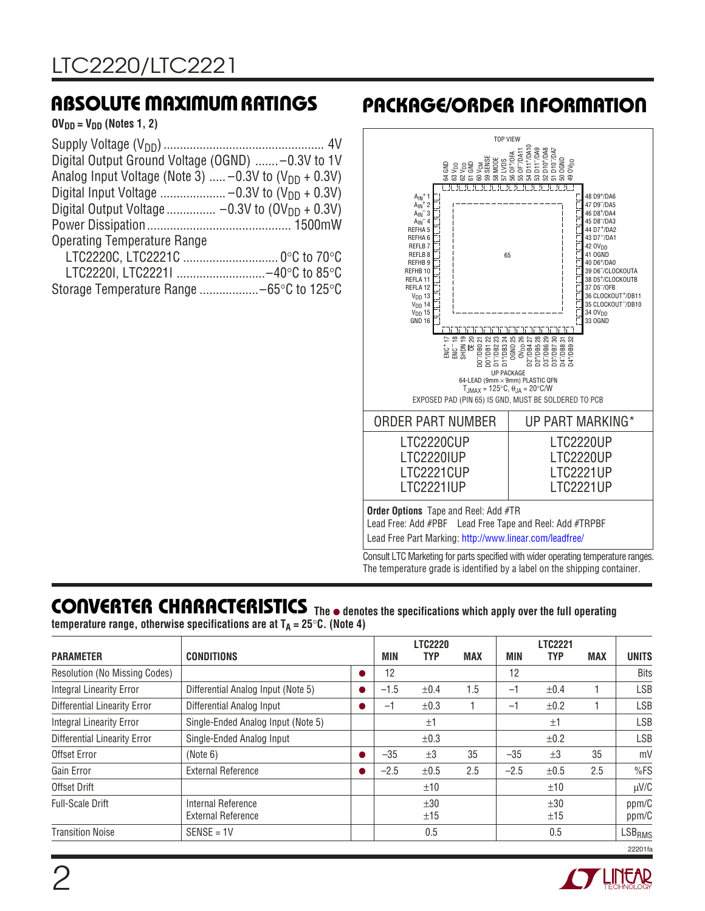## ABSOLUTE MAXIMUM RATINGS

**$OV_{DD} = V_{DD}$ (Notes 1, 2)**

Supply Voltage ($V_{DD}$) ................................................ 4V
Digital Output Ground Voltage (OGND) .......–0.3V to 1V
Analog Input Voltage (Note 3) .....–0.3V to ($V_{DD}$ + 0.3V)
Digital Input Voltage ....................–0.3V to ($V_{DD}$ + 0.3V)
Digital Output Voltage ...............–0.3V to ($OV_{DD}$ + 0.3V)
Power Dissipation............................................ 1500mW
Operating Temperature Range
LTC2220C, LTC2221C ............................. 0°C to 70°C
LTC2220I, LTC2221I ...........................–40°C to 85°C
Storage Temperature Range ..................–65°C to 125°C

## PACKAGE/ORDER INFORMATION

TOP VIEW

Pins 1–16: $A_{IN}^+$ 1, $A_{IN}^+$ 2, $A_{IN}^-$ 3, $A_{IN}^-$ 4, REFHA 5, REFHA 6, REFLB 7, REFLB 8, REFHB 9, REFHB 10, REFLA 11, REFLA 12, $V_{DD}$ 13, $V_{DD}$ 14, $V_{DD}$ 15, GND 16

Pins 17–32: ENC⁺ 17, ENC⁻ 18, SHDN 19, OE 20, D0⁻/DB0 21, D0⁺/DB1 22, D1⁻/DB2 23, D1⁺/DB3 24, OGND 25, $OV_{DD}$ 26, D2⁻/DB4 27, D2⁺/DB5 28, D3⁻/DB6 29, D3⁺/DB7 30, D4⁻/DB8 31, D4⁺/DB9 32

Pins 33–48: 33 OGND, 34 $OV_{DD}$, 35 CLOCKOUT⁻/DB10, 36 CLOCKOUT⁺/DB11, 37 D5⁻/OFB, 38 D5⁺/CLOCKOUTB, 39 D6⁻/CLOCKOUTA, 40 D6⁺/DA0, 41 OGND, 42 $OV_{DD}$, 43 D7⁻/DA1, 44 D7⁺/DA2, 45 D8⁻/DA3, 46 D8⁺/DA4, 47 D9⁻/DA5, 48 D9⁺/DA6

Pins 49–64: 49 $OV_{DD}$, 50 OGND, 51 D10⁻/DA7, 52 D10⁺/DA8, 53 D11⁻/DA9, 54 D11⁺/DA10, 55 OF⁻/DA11, 56 OF⁺/OFA, 57 LVDS, 58 MODE, 59 SENSE, 60 $V_{CM}$, 61 GND, 62 $V_{DD}$, 63 $V_{DD}$, 64 GND

65 (exposed pad)

UP PACKAGE
64-LEAD (9mm × 9mm) PLASTIC QFN
$T_{JMAX}$ = 125°C, $\theta_{JA}$ = 20°C/W
EXPOSED PAD (PIN 65) IS GND, MUST BE SOLDERED TO PCB

| ORDER PART NUMBER | UP PART MARKING* |
|---|---|
| LTC2220CUP | LTC2220UP |
| LTC2220IUP | LTC2220UP |
| LTC2221CUP | LTC2221UP |
| LTC2221IUP | LTC2221UP |

**Order Options** Tape and Reel: Add #TR
Lead Free: Add #PBF Lead Free Tape and Reel: Add #TRPBF
Lead Free Part Marking: http://www.linear.com/leadfree/

Consult LTC Marketing for parts specified with wider operating temperature ranges. The temperature grade is identified by a label on the shipping container.

## CONVERTER CHARACTERISTICS

**The ● denotes the specifications which apply over the full operating temperature range, otherwise specifications are at $T_A$ = 25°C. (Note 4)**

| PARAMETER | CONDITIONS | | LTC2220 MIN | LTC2220 TYP | LTC2220 MAX | LTC2221 MIN | LTC2221 TYP | LTC2221 MAX | UNITS |
|---|---|---|---|---|---|---|---|---|---|
| Resolution (No Missing Codes) | | ● | 12 | | | 12 | | | Bits |
| Integral Linearity Error | Differential Analog Input (Note 5) | ● | –1.5 | ±0.4 | 1.5 | –1 | ±0.4 | 1 | LSB |
| Differential Linearity Error | Differential Analog Input | ● | –1 | ±0.3 | 1 | –1 | ±0.2 | 1 | LSB |
| Integral Linearity Error | Single-Ended Analog Input (Note 5) | | | ±1 | | | ±1 | | LSB |
| Differential Linearity Error | Single-Ended Analog Input | | | ±0.3 | | | ±0.2 | | LSB |
| Offset Error | (Note 6) | ● | –35 | ±3 | 35 | –35 | ±3 | 35 | mV |
| Gain Error | External Reference | ● | –2.5 | ±0.5 | 2.5 | –2.5 | ±0.5 | 2.5 | %FS |
| Offset Drift | | | | ±10 | | | ±10 | | µV/C |
| Full-Scale Drift | Internal Reference<br>External Reference | | | ±30<br>±15 | | | ±30<br>±15 | | ppm/C<br>ppm/C |
| Transition Noise | SENSE = 1V | | | 0.5 | | | 0.5 | | $LSB_{RMS}$ |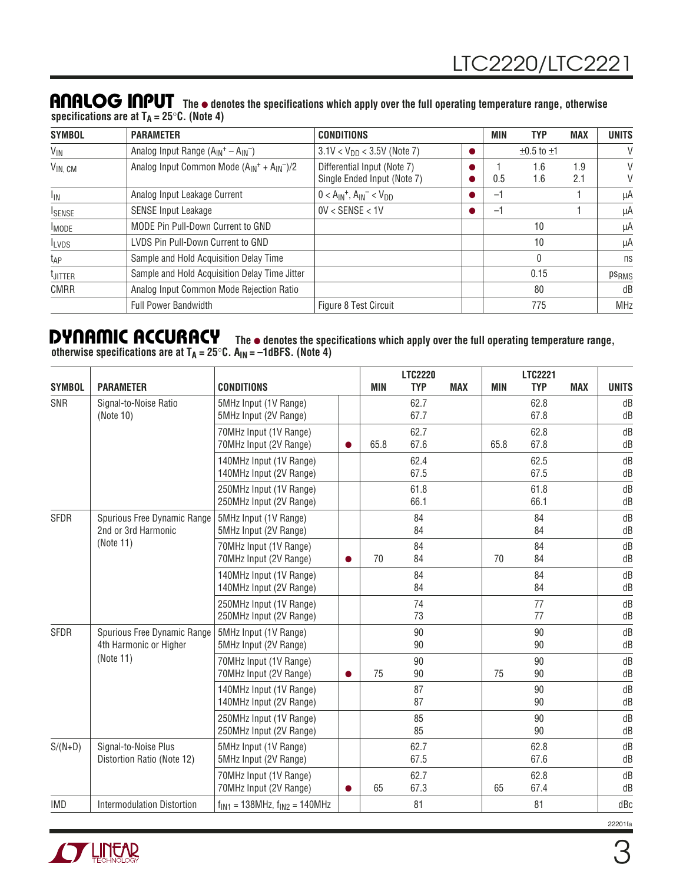## ANALOG INPUT

**The ● denotes the specifications which apply over the full operating temperature range, otherwise specifications are at $T_A = 25°C$. (Note 4)**

| SYMBOL | PARAMETER | CONDITIONS | | MIN | TYP | MAX | UNITS |
|---|---|---|---|---|---|---|---|
| $V_{IN}$ | Analog Input Range ($A_{IN}^+ – A_{IN}^–$) | $3.1V < V_{DD} < 3.5V$ (Note 7) | ● | | ±0.5 to ±1 | | V |
| $V_{IN, CM}$ | Analog Input Common Mode ($A_{IN}^+ + A_{IN}^–$)/2 | Differential Input (Note 7)<br>Single Ended Input (Note 7) | ●<br>● | 1<br>0.5 | 1.6<br>1.6 | 1.9<br>2.1 | V<br>V |
| $I_{IN}$ | Analog Input Leakage Current | $0 < A_{IN}^+, A_{IN}^– < V_{DD}$ | ● | –1 | | 1 | µA |
| $I_{SENSE}$ | SENSE Input Leakage | 0V < SENSE < 1V | ● | –1 | | 1 | µA |
| $I_{MODE}$ | MODE Pin Pull-Down Current to GND | | | | 10 | | µA |
| $I_{LVDS}$ | LVDS Pin Pull-Down Current to GND | | | | 10 | | µA |
| $t_{AP}$ | Sample and Hold Acquisition Delay Time | | | | 0 | | ns |
| $t_{JITTER}$ | Sample and Hold Acquisition Delay Time Jitter | | | | 0.15 | | $ps_{RMS}$ |
| CMRR | Analog Input Common Mode Rejection Ratio | | | | 80 | | dB |
| | Full Power Bandwidth | Figure 8 Test Circuit | | | 775 | | MHz |

## DYNAMIC ACCURACY

**The ● denotes the specifications which apply over the full operating temperature range, otherwise specifications are at $T_A = 25°C$. $A_{IN}$ = –1dBFS. (Note 4)**

| | | | | LTC2220 | | | LTC2221 | | | |
|---|---|---|---|---|---|---|---|---|---|---|
| SYMBOL | PARAMETER | CONDITIONS | | MIN | TYP | MAX | MIN | TYP | MAX | UNITS |
| SNR | Signal-to-Noise Ratio (Note 10) | 5MHz Input (1V Range)<br>5MHz Input (2V Range) | | | 62.7<br>67.7 | | | 62.8<br>67.8 | | dB<br>dB |
| | | 70MHz Input (1V Range)<br>70MHz Input (2V Range) | ● | 65.8 | 62.7<br>67.6 | | 65.8 | 62.8<br>67.8 | | dB<br>dB |
| | | 140MHz Input (1V Range)<br>140MHz Input (2V Range) | | | 62.4<br>67.5 | | | 62.5<br>67.5 | | dB<br>dB |
| | | 250MHz Input (1V Range)<br>250MHz Input (2V Range) | | | 61.8<br>66.1 | | | 61.8<br>66.1 | | dB<br>dB |
| SFDR | Spurious Free Dynamic Range 2nd or 3rd Harmonic (Note 11) | 5MHz Input (1V Range)<br>5MHz Input (2V Range) | | | 84<br>84 | | | 84<br>84 | | dB<br>dB |
| | | 70MHz Input (1V Range)<br>70MHz Input (2V Range) | ● | 70 | 84<br>84 | | 70 | 84<br>84 | | dB<br>dB |
| | | 140MHz Input (1V Range)<br>140MHz Input (2V Range) | | | 84<br>84 | | | 84<br>84 | | dB<br>dB |
| | | 250MHz Input (1V Range)<br>250MHz Input (2V Range) | | | 74<br>73 | | | 77<br>77 | | dB<br>dB |
| SFDR | Spurious Free Dynamic Range 4th Harmonic or Higher (Note 11) | 5MHz Input (1V Range)<br>5MHz Input (2V Range) | | | 90<br>90 | | | 90<br>90 | | dB<br>dB |
| | | 70MHz Input (1V Range)<br>70MHz Input (2V Range) | ● | 75 | 90<br>90 | | 75 | 90<br>90 | | dB<br>dB |
| | | 140MHz Input (1V Range)<br>140MHz Input (2V Range) | | | 87<br>87 | | | 90<br>90 | | dB<br>dB |
| | | 250MHz Input (1V Range)<br>250MHz Input (2V Range) | | | 85<br>85 | | | 90<br>90 | | dB<br>dB |
| S/(N+D) | Signal-to-Noise Plus Distortion Ratio (Note 12) | 5MHz Input (1V Range)<br>5MHz Input (2V Range) | | | 62.7<br>67.5 | | | 62.8<br>67.6 | | dB<br>dB |
| | | 70MHz Input (1V Range)<br>70MHz Input (2V Range) | ● | 65 | 62.7<br>67.3 | | 65 | 62.8<br>67.4 | | dB<br>dB |
| IMD | Intermodulation Distortion | $f_{IN1}$ = 138MHz, $f_{IN2}$ = 140MHz | | | 81 | | | 81 | | dBc |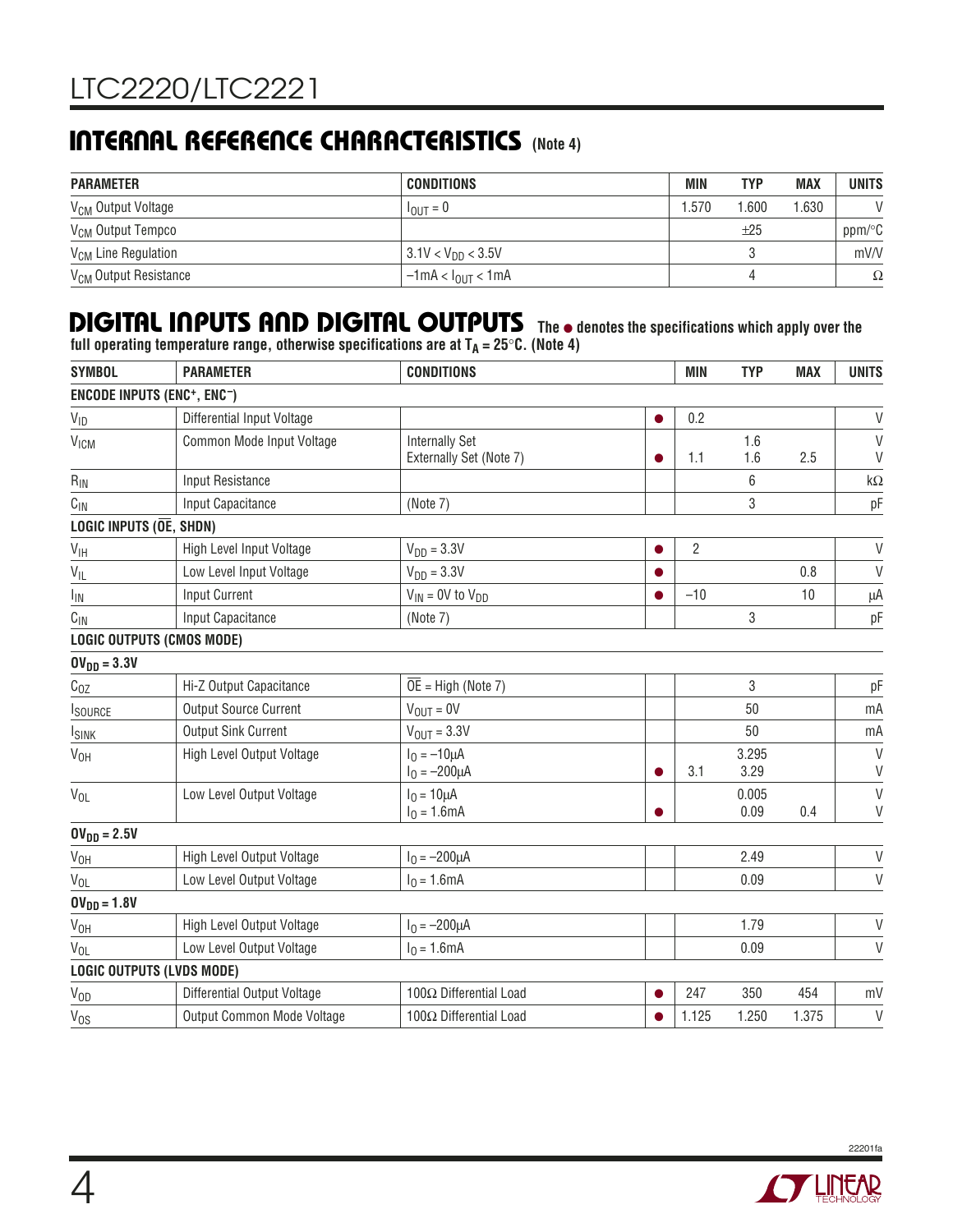## INTERNAL REFERENCE CHARACTERISTICS (Note 4)

| PARAMETER | CONDITIONS | MIN | TYP | MAX | UNITS |
|---|---|---|---|---|---|
| $V_{CM}$ Output Voltage | $I_{OUT} = 0$ | 1.570 | 1.600 | 1.630 | V |
| $V_{CM}$ Output Tempco | | | ±25 | | ppm/°C |
| $V_{CM}$ Line Regulation | $3.1V < V_{DD} < 3.5V$ | | 3 | | mV/V |
| $V_{CM}$ Output Resistance | $-1mA < I_{OUT} < 1mA$ | | 4 | | Ω |

## DIGITAL INPUTS AND DIGITAL OUTPUTS

The ● denotes the specifications which apply over the full operating temperature range, otherwise specifications are at $T_A = 25°C$. (Note 4)

| SYMBOL | PARAMETER | CONDITIONS | | MIN | TYP | MAX | UNITS |
|---|---|---|---|---|---|---|---|
| **ENCODE INPUTS (ENC⁺, ENC⁻)** | | | | | | | |
| $V_{ID}$ | Differential Input Voltage | | ● | 0.2 | | | V |
| $V_{ICM}$ | Common Mode Input Voltage | Internally Set<br>Externally Set (Note 7) | ● | <br>1.1 | 1.6<br>1.6 | <br>2.5 | V<br>V |
| $R_{IN}$ | Input Resistance | | | | 6 | | kΩ |
| $C_{IN}$ | Input Capacitance | (Note 7) | | | 3 | | pF |
| **LOGIC INPUTS ($\overline{OE}$, SHDN)** | | | | | | | |
| $V_{IH}$ | High Level Input Voltage | $V_{DD} = 3.3V$ | ● | 2 | | | V |
| $V_{IL}$ | Low Level Input Voltage | $V_{DD} = 3.3V$ | ● | | | 0.8 | V |
| $I_{IN}$ | Input Current | $V_{IN}$ = 0V to $V_{DD}$ | ● | –10 | | 10 | µA |
| $C_{IN}$ | Input Capacitance | (Note 7) | | | 3 | | pF |
| **LOGIC OUTPUTS (CMOS MODE)** | | | | | | | |
| **$OV_{DD} = 3.3V$** | | | | | | | |
| $C_{OZ}$ | Hi-Z Output Capacitance | $\overline{OE}$ = High (Note 7) | | | 3 | | pF |
| $I_{SOURCE}$ | Output Source Current | $V_{OUT} = 0V$ | | | 50 | | mA |
| $I_{SINK}$ | Output Sink Current | $V_{OUT} = 3.3V$ | | | 50 | | mA |
| $V_{OH}$ | High Level Output Voltage | $I_O = -10µA$<br>$I_O = -200µA$ | ● | <br>3.1 | 3.295<br>3.29 | | V<br>V |
| $V_{OL}$ | Low Level Output Voltage | $I_O = 10µA$<br>$I_O = 1.6mA$ | ● | | 0.005<br>0.09 | <br>0.4 | V<br>V |
| **$OV_{DD} = 2.5V$** | | | | | | | |
| $V_{OH}$ | High Level Output Voltage | $I_O = -200µA$ | | | 2.49 | | V |
| $V_{OL}$ | Low Level Output Voltage | $I_O = 1.6mA$ | | | 0.09 | | V |
| **$OV_{DD} = 1.8V$** | | | | | | | |
| $V_{OH}$ | High Level Output Voltage | $I_O = -200µA$ | | | 1.79 | | V |
| $V_{OL}$ | Low Level Output Voltage | $I_O = 1.6mA$ | | | 0.09 | | V |
| **LOGIC OUTPUTS (LVDS MODE)** | | | | | | | |
| $V_{OD}$ | Differential Output Voltage | 100Ω Differential Load | ● | 247 | 350 | 454 | mV |
| $V_{OS}$ | Output Common Mode Voltage | 100Ω Differential Load | ● | 1.125 | 1.250 | 1.375 | V |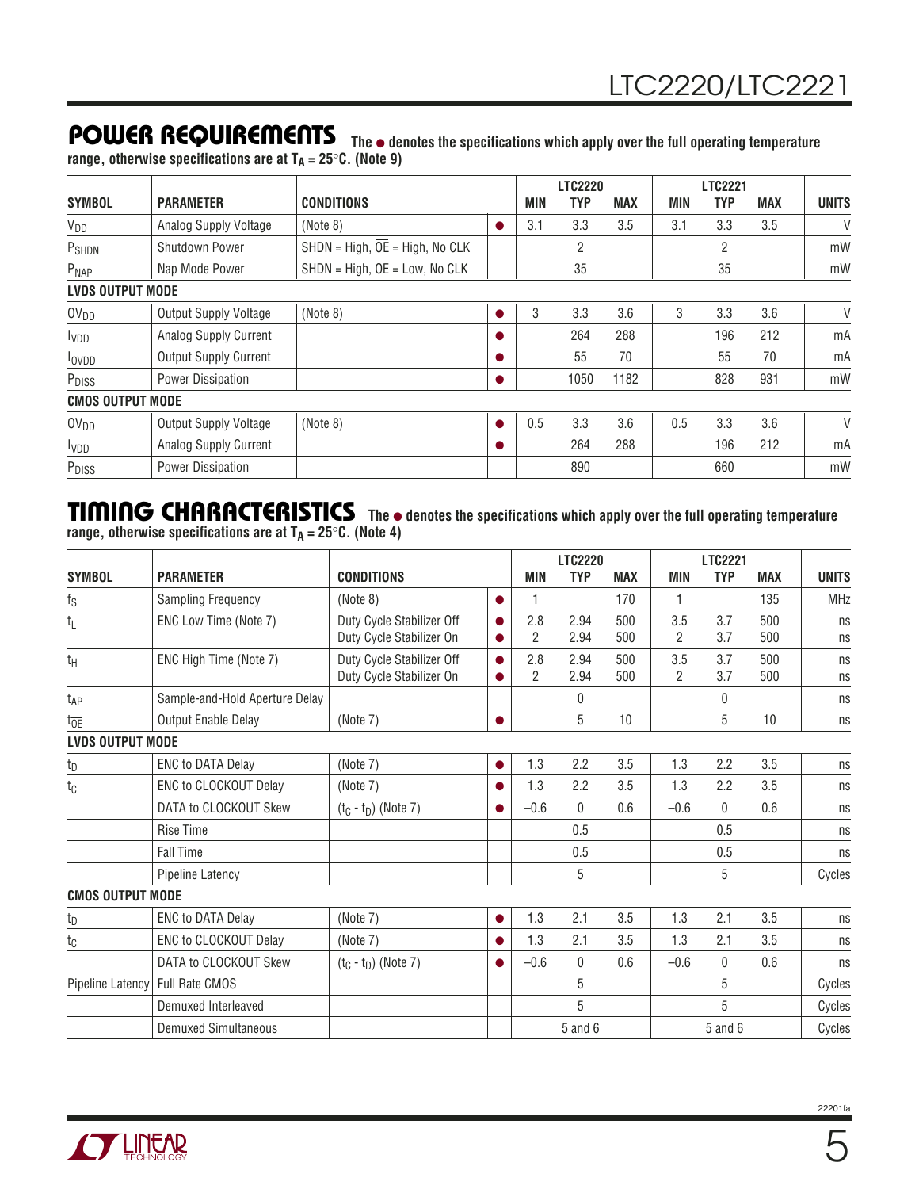## POWER REQUIREMENTS

**The ● denotes the specifications which apply over the full operating temperature range, otherwise specifications are at $T_A = 25°C$. (Note 9)**

| SYMBOL | PARAMETER | CONDITIONS | | LTC2220 MIN | LTC2220 TYP | LTC2220 MAX | LTC2221 MIN | LTC2221 TYP | LTC2221 MAX | UNITS |
|---|---|---|---|---|---|---|---|---|---|---|
| $V_{DD}$ | Analog Supply Voltage | (Note 8) | ● | 3.1 | 3.3 | 3.5 | 3.1 | 3.3 | 3.5 | V |
| $P_{SHDN}$ | Shutdown Power | SHDN = High, $\overline{OE}$ = High, No CLK | | | 2 | | | 2 | | mW |
| $P_{NAP}$ | Nap Mode Power | SHDN = High, $\overline{OE}$ = Low, No CLK | | | 35 | | | 35 | | mW |
| **LVDS OUTPUT MODE** | | | | | | | | | | |
| $OV_{DD}$ | Output Supply Voltage | (Note 8) | ● | 3 | 3.3 | 3.6 | 3 | 3.3 | 3.6 | V |
| $I_{VDD}$ | Analog Supply Current | | ● | | 264 | 288 | | 196 | 212 | mA |
| $I_{OVDD}$ | Output Supply Current | | ● | | 55 | 70 | | 55 | 70 | mA |
| $P_{DISS}$ | Power Dissipation | | ● | | 1050 | 1182 | | 828 | 931 | mW |
| **CMOS OUTPUT MODE** | | | | | | | | | | |
| $OV_{DD}$ | Output Supply Voltage | (Note 8) | ● | 0.5 | 3.3 | 3.6 | 0.5 | 3.3 | 3.6 | V |
| $I_{VDD}$ | Analog Supply Current | | ● | | 264 | 288 | | 196 | 212 | mA |
| $P_{DISS}$ | Power Dissipation | | | | 890 | | | 660 | | mW |

## TIMING CHARACTERISTICS

**The ● denotes the specifications which apply over the full operating temperature range, otherwise specifications are at $T_A = 25°C$. (Note 4)**

| SYMBOL | PARAMETER | CONDITIONS | | LTC2220 MIN | LTC2220 TYP | LTC2220 MAX | LTC2221 MIN | LTC2221 TYP | LTC2221 MAX | UNITS |
|---|---|---|---|---|---|---|---|---|---|---|
| $f_S$ | Sampling Frequency | (Note 8) | ● | 1 | | 170 | 1 | | 135 | MHz |
| $t_L$ | ENC Low Time (Note 7) | Duty Cycle Stabilizer Off | ● | 2.8 | 2.94 | 500 | 3.5 | 3.7 | 500 | ns |
| | | Duty Cycle Stabilizer On | ● | 2 | 2.94 | 500 | 2 | 3.7 | 500 | ns |
| $t_H$ | ENC High Time (Note 7) | Duty Cycle Stabilizer Off | ● | 2.8 | 2.94 | 500 | 3.5 | 3.7 | 500 | ns |
| | | Duty Cycle Stabilizer On | ● | 2 | 2.94 | 500 | 2 | 3.7 | 500 | ns |
| $t_{AP}$ | Sample-and-Hold Aperture Delay | | | | 0 | | | 0 | | ns |
| $t_{\overline{OE}}$ | Output Enable Delay | (Note 7) | ● | | 5 | 10 | | 5 | 10 | ns |
| **LVDS OUTPUT MODE** | | | | | | | | | | |
| $t_D$ | ENC to DATA Delay | (Note 7) | ● | 1.3 | 2.2 | 3.5 | 1.3 | 2.2 | 3.5 | ns |
| $t_C$ | ENC to CLOCKOUT Delay | (Note 7) | ● | 1.3 | 2.2 | 3.5 | 1.3 | 2.2 | 3.5 | ns |
| | DATA to CLOCKOUT Skew | $(t_C - t_D)$ (Note 7) | ● | −0.6 | 0 | 0.6 | −0.6 | 0 | 0.6 | ns |
| | Rise Time | | | | 0.5 | | | 0.5 | | ns |
| | Fall Time | | | | 0.5 | | | 0.5 | | ns |
| | Pipeline Latency | | | | 5 | | | 5 | | Cycles |
| **CMOS OUTPUT MODE** | | | | | | | | | | |
| $t_D$ | ENC to DATA Delay | (Note 7) | ● | 1.3 | 2.1 | 3.5 | 1.3 | 2.1 | 3.5 | ns |
| $t_C$ | ENC to CLOCKOUT Delay | (Note 7) | ● | 1.3 | 2.1 | 3.5 | 1.3 | 2.1 | 3.5 | ns |
| | DATA to CLOCKOUT Skew | $(t_C - t_D)$ (Note 7) | ● | −0.6 | 0 | 0.6 | −0.6 | 0 | 0.6 | ns |
| Pipeline Latency | Full Rate CMOS | | | | 5 | | | 5 | | Cycles |
| | Demuxed Interleaved | | | | 5 | | | 5 | | Cycles |
| | Demuxed Simultaneous | | | | 5 and 6 | | | 5 and 6 | | Cycles |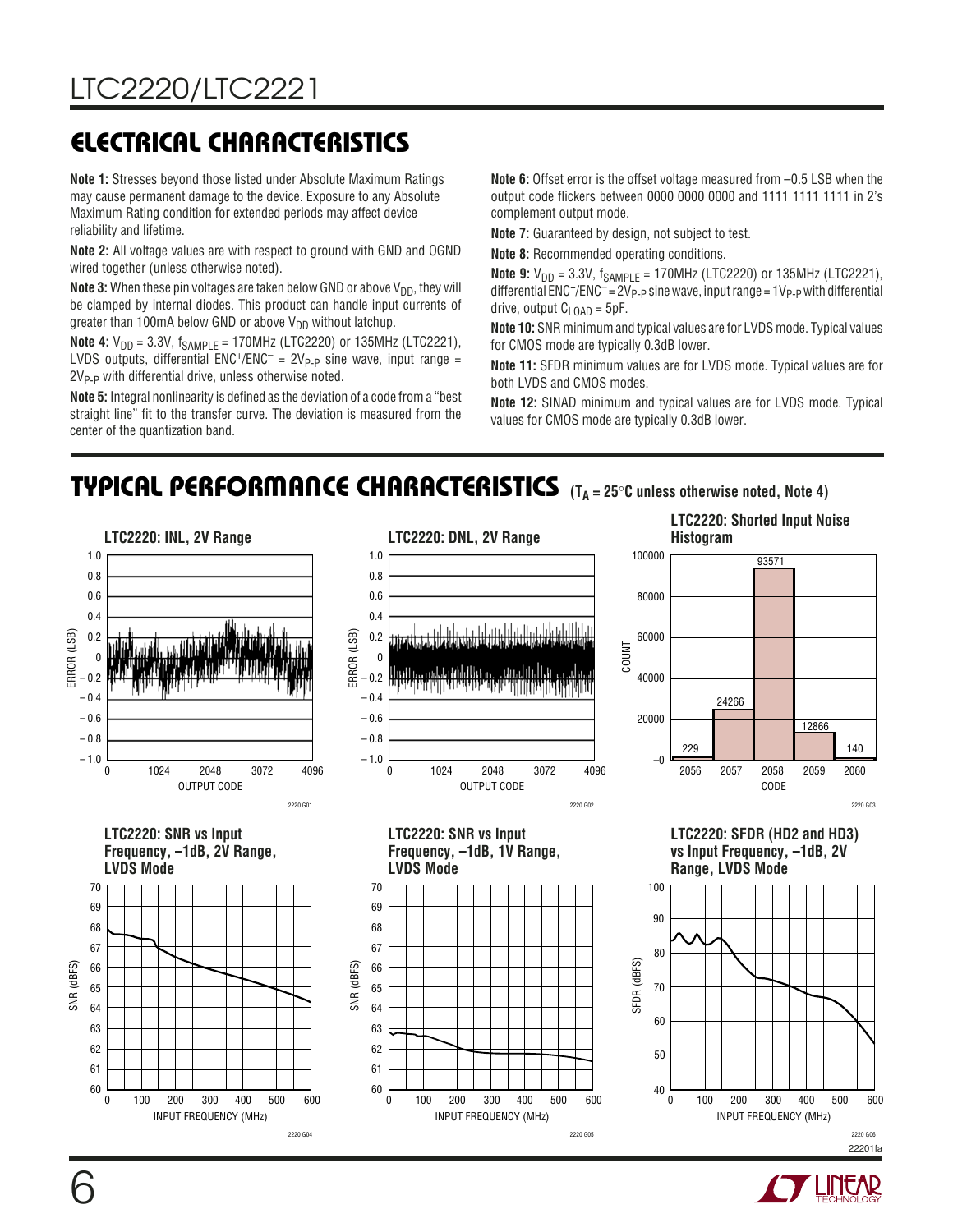## ELECTRICAL CHARACTERISTICS

**Note 1:** Stresses beyond those listed under Absolute Maximum Ratings may cause permanent damage to the device. Exposure to any Absolute Maximum Rating condition for extended periods may affect device reliability and lifetime.

**Note 2:** All voltage values are with respect to ground with GND and OGND wired together (unless otherwise noted).

**Note 3:** When these pin voltages are taken below GND or above $V_{DD}$, they will be clamped by internal diodes. This product can handle input currents of greater than 100mA below GND or above $V_{DD}$ without latchup.

**Note 4:** $V_{DD}$ = 3.3V, $f_{SAMPLE}$ = 170MHz (LTC2220) or 135MHz (LTC2221), LVDS outputs, differential $ENC^+/ENC^-$ = $2V_{P-P}$ sine wave, input range = $2V_{P-P}$ with differential drive, unless otherwise noted.

**Note 5:** Integral nonlinearity is defined as the deviation of a code from a "best straight line" fit to the transfer curve. The deviation is measured from the center of the quantization band.

**Note 6:** Offset error is the offset voltage measured from –0.5 LSB when the output code flickers between 0000 0000 0000 and 1111 1111 1111 in 2's complement output mode.

**Note 7:** Guaranteed by design, not subject to test.

**Note 8:** Recommended operating conditions.

**Note 9:** $V_{DD}$ = 3.3V, $f_{SAMPLE}$ = 170MHz (LTC2220) or 135MHz (LTC2221), differential $ENC^+/ENC^-$ = $2V_{P-P}$ sine wave, input range = $1V_{P-P}$ with differential drive, output $C_{LOAD}$ = 5pF.

**Note 10:** SNR minimum and typical values are for LVDS mode. Typical values for CMOS mode are typically 0.3dB lower.

**Note 11:** SFDR minimum values are for LVDS mode. Typical values are for both LVDS and CMOS modes.

**Note 12:** SINAD minimum and typical values are for LVDS mode. Typical values for CMOS mode are typically 0.3dB lower.

## TYPICAL PERFORMANCE CHARACTERISTICS ($T_A$ = 25°C unless otherwise noted, Note 4)

LTC2220: INL, 2V Range

LTC2220: DNL, 2V Range

LTC2220: Shorted Input Noise Histogram

| CODE | COUNT |
|---|---|
| 2056 | 229 |
| 2057 | 24266 |
| 2058 | 93571 |
| 2059 | 12866 |
| 2060 | 140 |

LTC2220: SNR vs Input Frequency, –1dB, 2V Range, LVDS Mode

LTC2220: SNR vs Input Frequency, –1dB, 1V Range, LVDS Mode

LTC2220: SFDR (HD2 and HD3) vs Input Frequency, –1dB, 2V Range, LVDS Mode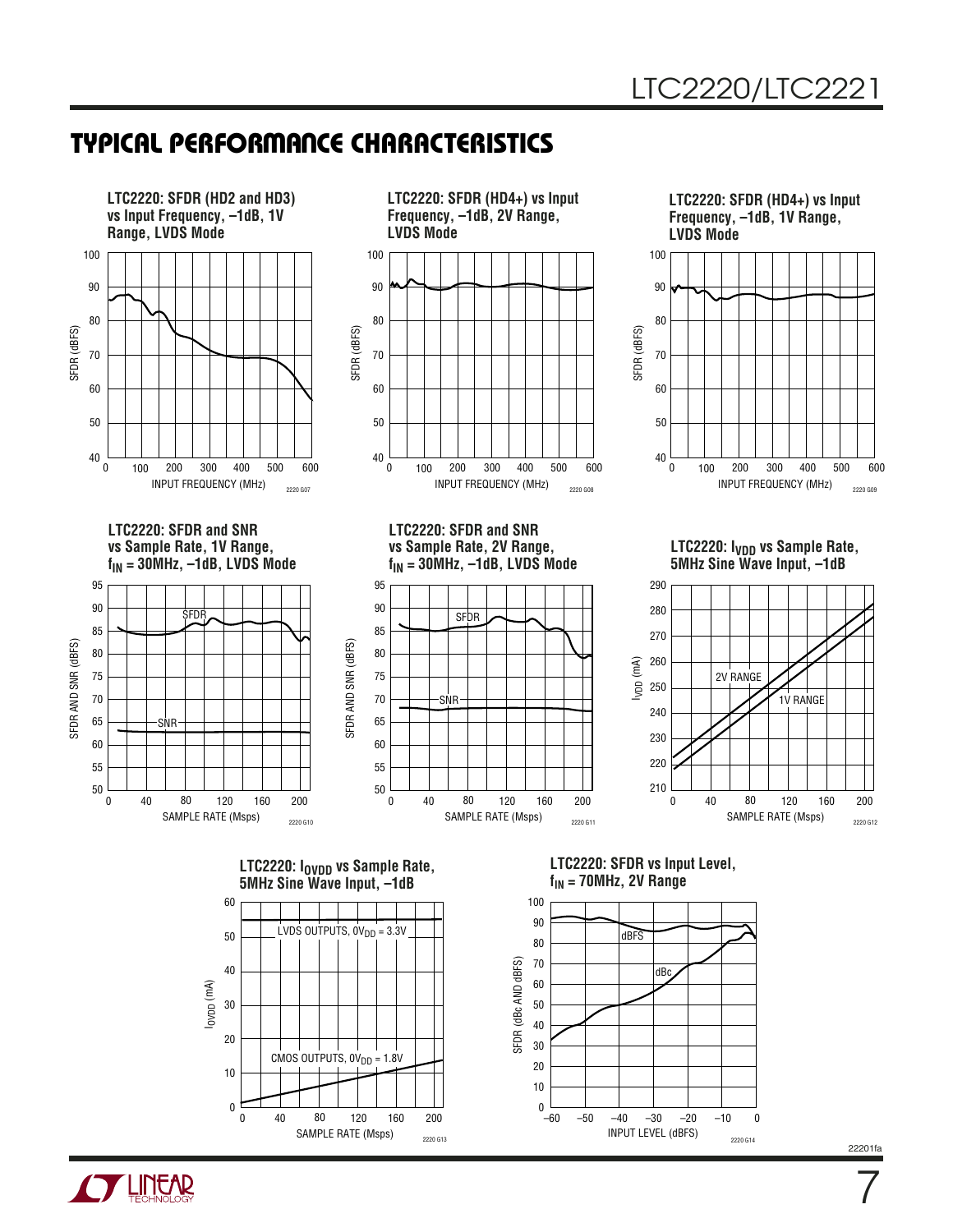## TYPICAL PERFORMANCE CHARACTERISTICS

**LTC2220: SFDR (HD2 and HD3) vs Input Frequency, –1dB, 1V Range, LVDS Mode**

SFDR (dBFS) vs INPUT FREQUENCY (MHz)

2220 G07

**LTC2220: SFDR (HD4+) vs Input Frequency, –1dB, 2V Range, LVDS Mode**

SFDR (dBFS) vs INPUT FREQUENCY (MHz)

2220 G08

**LTC2220: SFDR (HD4+) vs Input Frequency, –1dB, 1V Range, LVDS Mode**

SFDR (dBFS) vs INPUT FREQUENCY (MHz)

2220 G09

**LTC2220: SFDR and SNR vs Sample Rate, 1V Range, $f_{IN}$ = 30MHz, –1dB, LVDS Mode**

SFDR AND SNR (dBFS) vs SAMPLE RATE (Msps)

SFDR, SNR

2220 G10

**LTC2220: SFDR and SNR vs Sample Rate, 2V Range, $f_{IN}$ = 30MHz, –1dB, LVDS Mode**

SFDR AND SNR (dBFS) vs SAMPLE RATE (Msps)

SFDR, SNR

2220 G11

**LTC2220: $I_{VDD}$ vs Sample Rate, 5MHz Sine Wave Input, –1dB**

$I_{VDD}$ (mA) vs SAMPLE RATE (Msps)

2V RANGE, 1V RANGE

2220 G12

**LTC2220: $I_{OVDD}$ vs Sample Rate, 5MHz Sine Wave Input, –1dB**

$I_{OVDD}$ (mA) vs SAMPLE RATE (Msps)

LVDS OUTPUTS, $OV_{DD}$ = 3.3V

CMOS OUTPUTS, $OV_{DD}$ = 1.8V

2220 G13

**LTC2220: SFDR vs Input Level, $f_{IN}$ = 70MHz, 2V Range**

SFDR (dBc AND dBFS) vs INPUT LEVEL (dBFS)

dBFS, dBc

2220 G14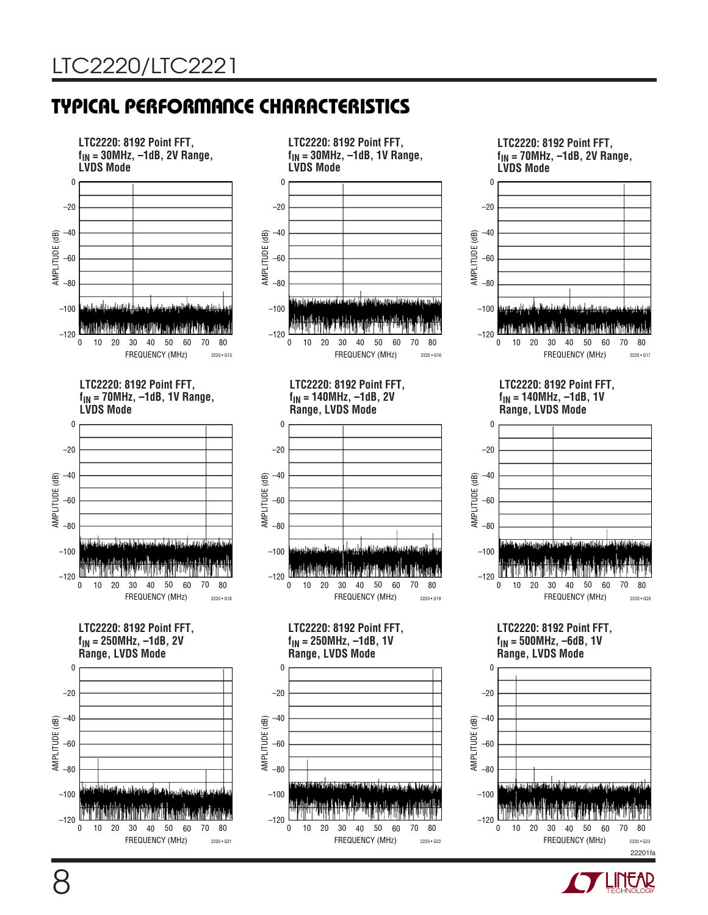## TYPICAL PERFORMANCE CHARACTERISTICS

**LTC2220: 8192 Point FFT, $f_{IN}$ = 30MHz, –1dB, 2V Range, LVDS Mode**

**LTC2220: 8192 Point FFT, $f_{IN}$ = 30MHz, –1dB, 1V Range, LVDS Mode**

**LTC2220: 8192 Point FFT, $f_{IN}$ = 70MHz, –1dB, 2V Range, LVDS Mode**

**LTC2220: 8192 Point FFT, $f_{IN}$ = 70MHz, –1dB, 1V Range, LVDS Mode**

**LTC2220: 8192 Point FFT, $f_{IN}$ = 140MHz, –1dB, 2V Range, LVDS Mode**

**LTC2220: 8192 Point FFT, $f_{IN}$ = 140MHz, –1dB, 1V Range, LVDS Mode**

**LTC2220: 8192 Point FFT, $f_{IN}$ = 250MHz, –1dB, 2V Range, LVDS Mode**

**LTC2220: 8192 Point FFT, $f_{IN}$ = 250MHz, –1dB, 1V Range, LVDS Mode**

**LTC2220: 8192 Point FFT, $f_{IN}$ = 500MHz, –6dB, 1V Range, LVDS Mode**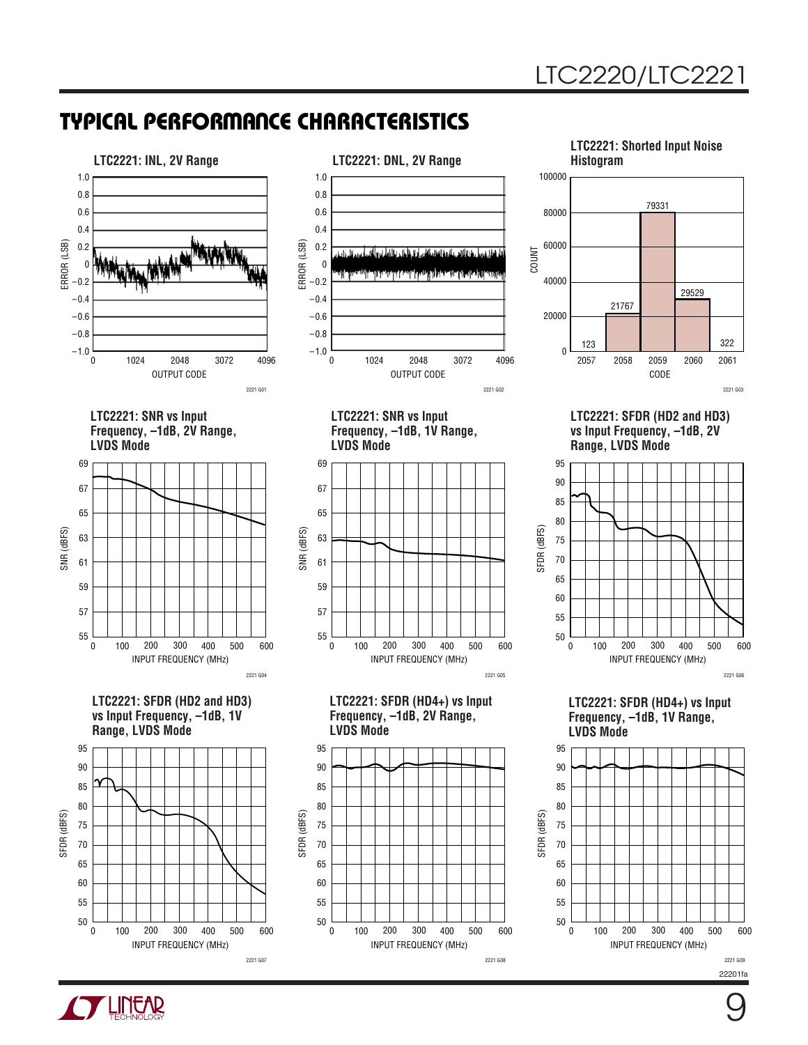## TYPICAL PERFORMANCE CHARACTERISTICS

**LTC2221: INL, 2V Range**

**LTC2221: DNL, 2V Range**

**LTC2221: Shorted Input Noise Histogram**

**LTC2221: SNR vs Input Frequency, –1dB, 2V Range, LVDS Mode**

**LTC2221: SNR vs Input Frequency, –1dB, 1V Range, LVDS Mode**

**LTC2221: SFDR (HD2 and HD3) vs Input Frequency, –1dB, 2V Range, LVDS Mode**

**LTC2221: SFDR (HD2 and HD3) vs Input Frequency, –1dB, 1V Range, LVDS Mode**

**LTC2221: SFDR (HD4+) vs Input Frequency, –1dB, 2V Range, LVDS Mode**

**LTC2221: SFDR (HD4+) vs Input Frequency, –1dB, 1V Range, LVDS Mode**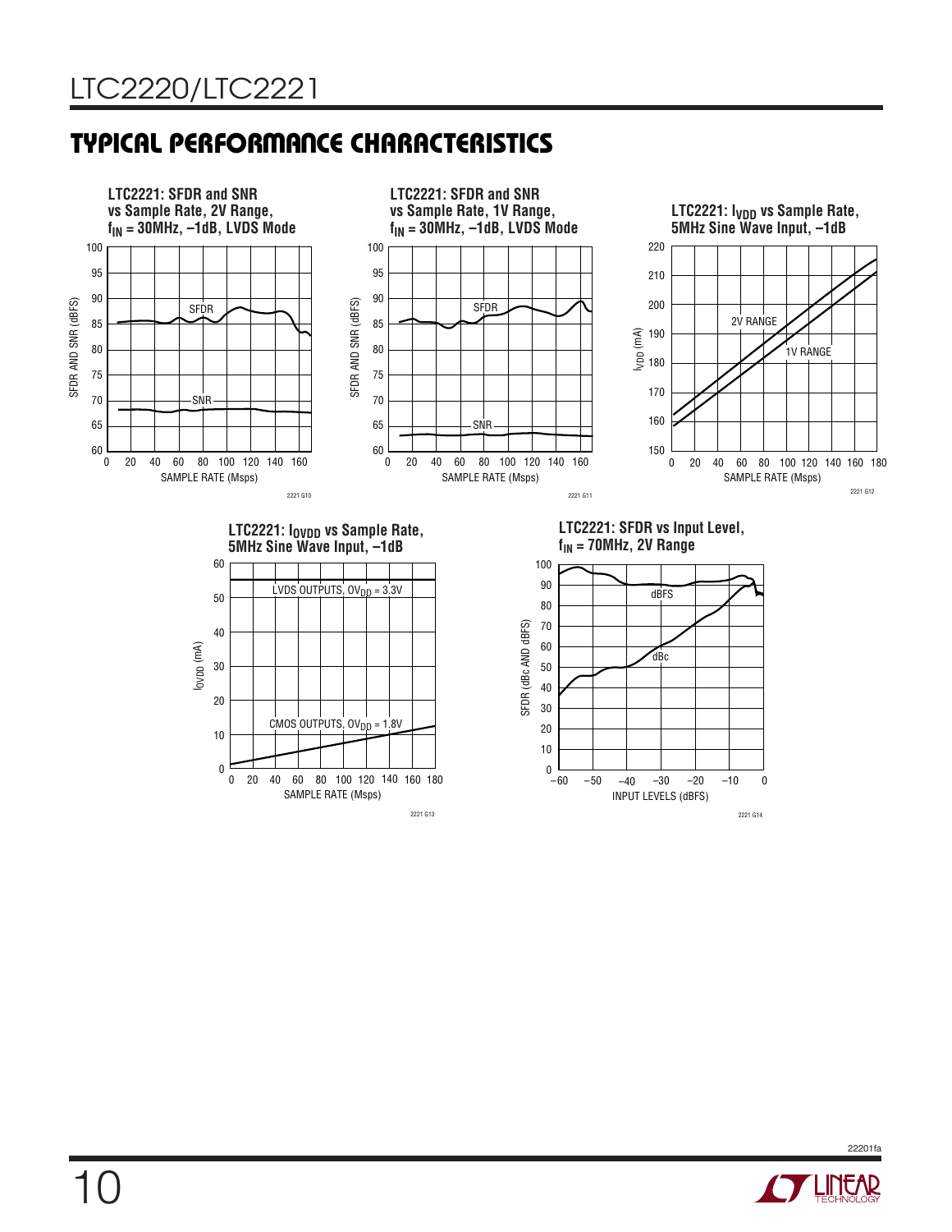## TYPICAL PERFORMANCE CHARACTERISTICS

**LTC2221: SFDR and SNR vs Sample Rate, 2V Range, $f_{IN}$ = 30MHz, –1dB, LVDS Mode**

2221 G10

**LTC2221: SFDR and SNR vs Sample Rate, 1V Range, $f_{IN}$ = 30MHz, –1dB, LVDS Mode**

2221 G11

**LTC2221: $I_{VDD}$ vs Sample Rate, 5MHz Sine Wave Input, –1dB**

2221 G12

**LTC2221: $I_{OVDD}$ vs Sample Rate, 5MHz Sine Wave Input, –1dB**

2221 G13

**LTC2221: SFDR vs Input Level, $f_{IN}$ = 70MHz, 2V Range**

2221 G14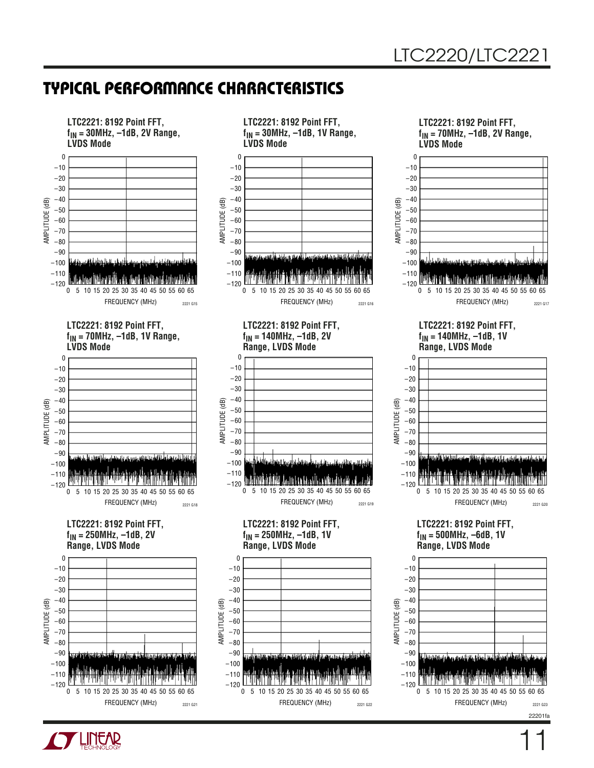## TYPICAL PERFORMANCE CHARACTERISTICS

**LTC2221: 8192 Point FFT, $f_{IN}$ = 30MHz, –1dB, 2V Range, LVDS Mode**

AMPLITUDE (dB) vs FREQUENCY (MHz)

2221 G15

**LTC2221: 8192 Point FFT, $f_{IN}$ = 30MHz, –1dB, 1V Range, LVDS Mode**

AMPLITUDE (dB) vs FREQUENCY (MHz)

2221 G16

**LTC2221: 8192 Point FFT, $f_{IN}$ = 70MHz, –1dB, 2V Range, LVDS Mode**

AMPLITUDE (dB) vs FREQUENCY (MHz)

2221 G17

**LTC2221: 8192 Point FFT, $f_{IN}$ = 70MHz, –1dB, 1V Range, LVDS Mode**

AMPLITUDE (dB) vs FREQUENCY (MHz)

2221 G18

**LTC2221: 8192 Point FFT, $f_{IN}$ = 140MHz, –1dB, 2V Range, LVDS Mode**

AMPLITUDE (dB) vs FREQUENCY (MHz)

2221 G19

**LTC2221: 8192 Point FFT, $f_{IN}$ = 140MHz, –1dB, 1V Range, LVDS Mode**

AMPLITUDE (dB) vs FREQUENCY (MHz)

2221 G20

**LTC2221: 8192 Point FFT, $f_{IN}$ = 250MHz, –1dB, 2V Range, LVDS Mode**

AMPLITUDE (dB) vs FREQUENCY (MHz)

2221 G21

**LTC2221: 8192 Point FFT, $f_{IN}$ = 250MHz, –1dB, 1V Range, LVDS Mode**

AMPLITUDE (dB) vs FREQUENCY (MHz)

2221 G22

**LTC2221: 8192 Point FFT, $f_{IN}$ = 500MHz, –6dB, 1V Range, LVDS Mode**

AMPLITUDE (dB) vs FREQUENCY (MHz)

2221 G23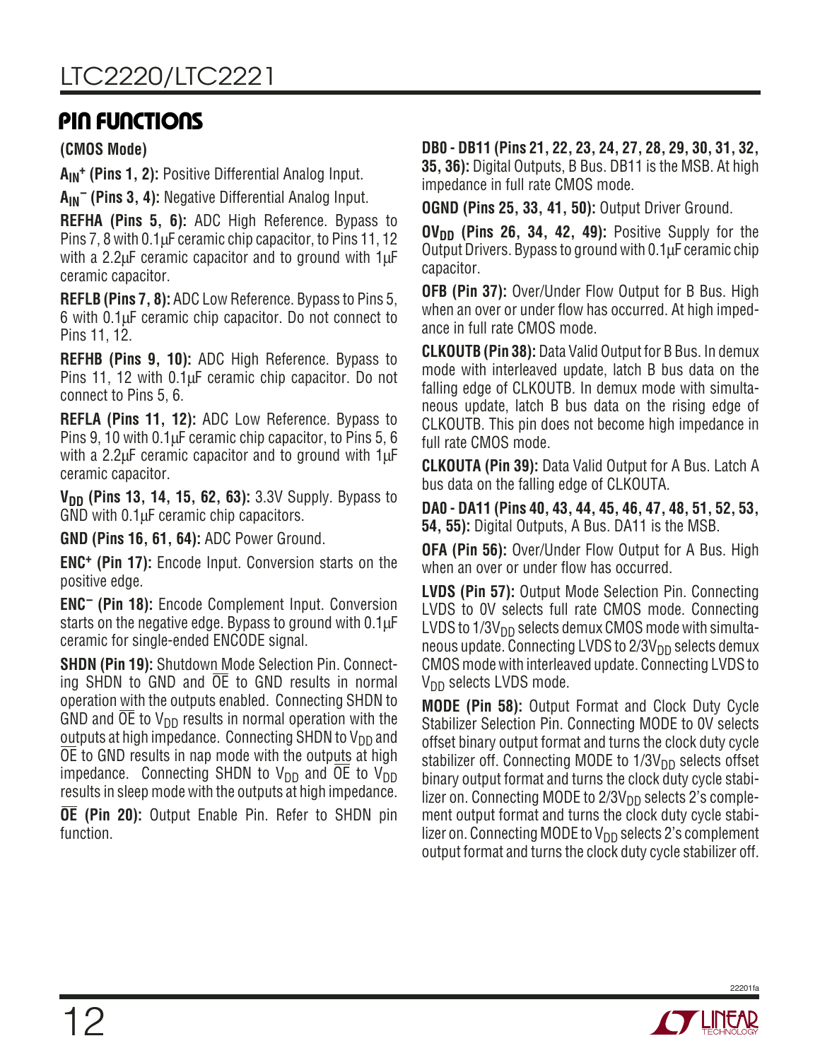## PIN FUNCTIONS

**(CMOS Mode)**

**$A_{IN}^+$ (Pins 1, 2):** Positive Differential Analog Input.

**$A_{IN}^-$ (Pins 3, 4):** Negative Differential Analog Input.

**REFHA (Pins 5, 6):** ADC High Reference. Bypass to Pins 7, 8 with 0.1µF ceramic chip capacitor, to Pins 11, 12 with a 2.2µF ceramic capacitor and to ground with 1µF ceramic capacitor.

**REFLB (Pins 7, 8):** ADC Low Reference. Bypass to Pins 5, 6 with 0.1µF ceramic chip capacitor. Do not connect to Pins 11, 12.

**REFHB (Pins 9, 10):** ADC High Reference. Bypass to Pins 11, 12 with 0.1µF ceramic chip capacitor. Do not connect to Pins 5, 6.

**REFLA (Pins 11, 12):** ADC Low Reference. Bypass to Pins 9, 10 with 0.1µF ceramic chip capacitor, to Pins 5, 6 with a 2.2µF ceramic capacitor and to ground with 1µF ceramic capacitor.

**$V_{DD}$ (Pins 13, 14, 15, 62, 63):** 3.3V Supply. Bypass to GND with 0.1µF ceramic chip capacitors.

**GND (Pins 16, 61, 64):** ADC Power Ground.

**$ENC^+$ (Pin 17):** Encode Input. Conversion starts on the positive edge.

**$ENC^-$ (Pin 18):** Encode Complement Input. Conversion starts on the negative edge. Bypass to ground with 0.1µF ceramic for single-ended ENCODE signal.

**SHDN (Pin 19):** Shutdown Mode Selection Pin. Connecting SHDN to GND and $\overline{OE}$ to GND results in normal operation with the outputs enabled. Connecting SHDN to GND and $\overline{OE}$ to $V_{DD}$ results in normal operation with the outputs at high impedance. Connecting SHDN to $V_{DD}$ and $\overline{OE}$ to GND results in nap mode with the outputs at high impedance. Connecting SHDN to $V_{DD}$ and $\overline{OE}$ to $V_{DD}$ results in sleep mode with the outputs at high impedance.

**$\overline{OE}$ (Pin 20):** Output Enable Pin. Refer to SHDN pin function.

**DB0 - DB11 (Pins 21, 22, 23, 24, 27, 28, 29, 30, 31, 32, 35, 36):** Digital Outputs, B Bus. DB11 is the MSB. At high impedance in full rate CMOS mode.

**OGND (Pins 25, 33, 41, 50):** Output Driver Ground.

**$OV_{DD}$ (Pins 26, 34, 42, 49):** Positive Supply for the Output Drivers. Bypass to ground with 0.1µF ceramic chip capacitor.

**OFB (Pin 37):** Over/Under Flow Output for B Bus. High when an over or under flow has occurred. At high impedance in full rate CMOS mode.

**CLKOUTB (Pin 38):** Data Valid Output for B Bus. In demux mode with interleaved update, latch B bus data on the falling edge of CLKOUTB. In demux mode with simultaneous update, latch B bus data on the rising edge of CLKOUTB. This pin does not become high impedance in full rate CMOS mode.

**CLKOUTA (Pin 39):** Data Valid Output for A Bus. Latch A bus data on the falling edge of CLKOUTA.

**DA0 - DA11 (Pins 40, 43, 44, 45, 46, 47, 48, 51, 52, 53, 54, 55):** Digital Outputs, A Bus. DA11 is the MSB.

**OFA (Pin 56):** Over/Under Flow Output for A Bus. High when an over or under flow has occurred.

**LVDS (Pin 57):** Output Mode Selection Pin. Connecting LVDS to 0V selects full rate CMOS mode. Connecting LVDS to $1/3V_{DD}$ selects demux CMOS mode with simultaneous update. Connecting LVDS to $2/3V_{DD}$ selects demux CMOS mode with interleaved update. Connecting LVDS to $V_{DD}$ selects LVDS mode.

**MODE (Pin 58):** Output Format and Clock Duty Cycle Stabilizer Selection Pin. Connecting MODE to 0V selects offset binary output format and turns the clock duty cycle stabilizer off. Connecting MODE to $1/3V_{DD}$ selects offset binary output format and turns the clock duty cycle stabilizer on. Connecting MODE to $2/3V_{DD}$ selects 2's complement output format and turns the clock duty cycle stabilizer on. Connecting MODE to $V_{DD}$ selects 2's complement output format and turns the clock duty cycle stabilizer off.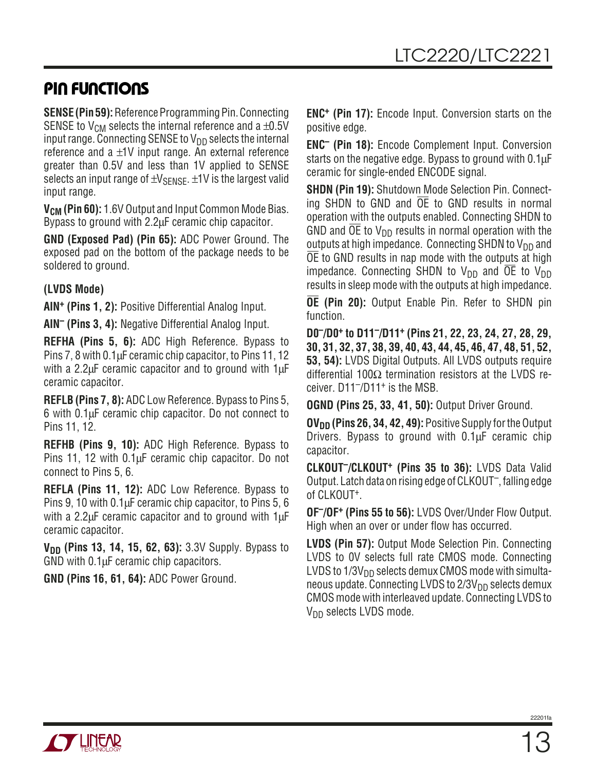## PIN FUNCTIONS

**SENSE (Pin 59):** Reference Programming Pin. Connecting SENSE to $V_{CM}$ selects the internal reference and a ±0.5V input range. Connecting SENSE to $V_{DD}$ selects the internal reference and a ±1V input range. An external reference greater than 0.5V and less than 1V applied to SENSE selects an input range of $\pm V_{SENSE}$. ±1V is the largest valid input range.

**$V_{CM}$ (Pin 60):** 1.6V Output and Input Common Mode Bias. Bypass to ground with 2.2µF ceramic chip capacitor.

**GND (Exposed Pad) (Pin 65):** ADC Power Ground. The exposed pad on the bottom of the package needs to be soldered to ground.

**(LVDS Mode)**

**$AIN^+$ (Pins 1, 2):** Positive Differential Analog Input.

**$AIN^-$ (Pins 3, 4):** Negative Differential Analog Input.

**REFHA (Pins 5, 6):** ADC High Reference. Bypass to Pins 7, 8 with 0.1µF ceramic chip capacitor, to Pins 11, 12 with a 2.2µF ceramic capacitor and to ground with 1µF ceramic capacitor.

**REFLB (Pins 7, 8):** ADC Low Reference. Bypass to Pins 5, 6 with 0.1µF ceramic chip capacitor. Do not connect to Pins 11, 12.

**REFHB (Pins 9, 10):** ADC High Reference. Bypass to Pins 11, 12 with 0.1µF ceramic chip capacitor. Do not connect to Pins 5, 6.

**REFLA (Pins 11, 12):** ADC Low Reference. Bypass to Pins 9, 10 with 0.1µF ceramic chip capacitor, to Pins 5, 6 with a 2.2µF ceramic capacitor and to ground with 1µF ceramic capacitor.

**$V_{DD}$ (Pins 13, 14, 15, 62, 63):** 3.3V Supply. Bypass to GND with 0.1µF ceramic chip capacitors.

**GND (Pins 16, 61, 64):** ADC Power Ground.

**$ENC^+$ (Pin 17):** Encode Input. Conversion starts on the positive edge.

**$ENC^-$ (Pin 18):** Encode Complement Input. Conversion starts on the negative edge. Bypass to ground with 0.1µF ceramic for single-ended ENCODE signal.

**SHDN (Pin 19):** Shutdown Mode Selection Pin. Connecting SHDN to GND and $\overline{OE}$ to GND results in normal operation with the outputs enabled. Connecting SHDN to GND and $\overline{OE}$ to $V_{DD}$ results in normal operation with the outputs at high impedance. Connecting SHDN to $V_{DD}$ and $\overline{OE}$ to GND results in nap mode with the outputs at high impedance. Connecting SHDN to $V_{DD}$ and $\overline{OE}$ to $V_{DD}$ results in sleep mode with the outputs at high impedance.

**$\overline{OE}$ (Pin 20):** Output Enable Pin. Refer to SHDN pin function.

**$D0^-/D0^+$ to $D11^-/D11^+$ (Pins 21, 22, 23, 24, 27, 28, 29, 30, 31, 32, 37, 38, 39, 40, 43, 44, 45, 46, 47, 48, 51, 52, 53, 54):** LVDS Digital Outputs. All LVDS outputs require differential 100Ω termination resistors at the LVDS receiver. $D11^-/D11^+$ is the MSB.

**OGND (Pins 25, 33, 41, 50):** Output Driver Ground.

**$OV_{DD}$ (Pins 26, 34, 42, 49):** Positive Supply for the Output Drivers. Bypass to ground with 0.1µF ceramic chip capacitor.

**$CLKOUT^-/CLKOUT^+$ (Pins 35 to 36):** LVDS Data Valid Output. Latch data on rising edge of $CLKOUT^-$, falling edge of $CLKOUT^+$.

**$OF^-/OF^+$ (Pins 55 to 56):** LVDS Over/Under Flow Output. High when an over or under flow has occurred.

**LVDS (Pin 57):** Output Mode Selection Pin. Connecting LVDS to 0V selects full rate CMOS mode. Connecting LVDS to $1/3V_{DD}$ selects demux CMOS mode with simultaneous update. Connecting LVDS to $2/3V_{DD}$ selects demux CMOS mode with interleaved update. Connecting LVDS to $V_{DD}$ selects LVDS mode.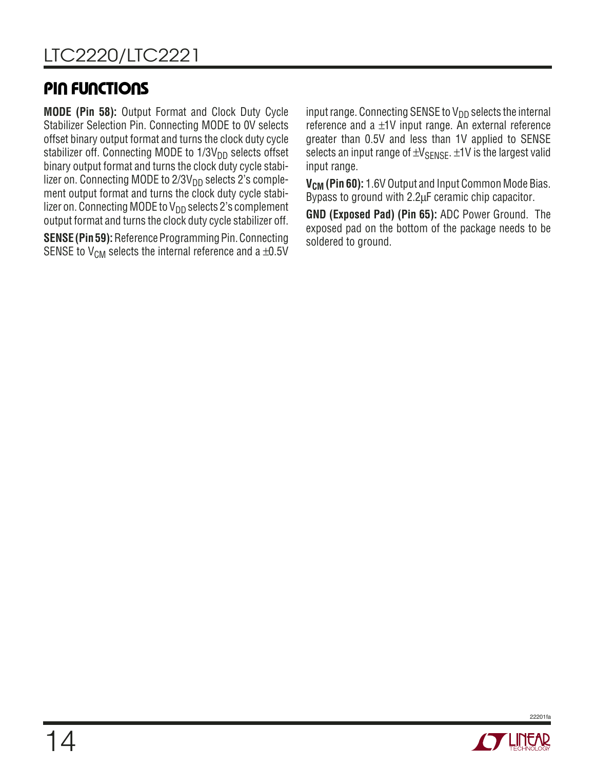## PIN FUNCTIONS

**MODE (Pin 58):** Output Format and Clock Duty Cycle Stabilizer Selection Pin. Connecting MODE to 0V selects offset binary output format and turns the clock duty cycle stabilizer off. Connecting MODE to $1/3V_{DD}$ selects offset binary output format and turns the clock duty cycle stabilizer on. Connecting MODE to $2/3V_{DD}$ selects 2's complement output format and turns the clock duty cycle stabilizer on. Connecting MODE to $V_{DD}$ selects 2's complement output format and turns the clock duty cycle stabilizer off.

**SENSE (Pin 59):** Reference Programming Pin. Connecting SENSE to $V_{CM}$ selects the internal reference and a ±0.5V input range. Connecting SENSE to $V_{DD}$ selects the internal reference and a ±1V input range. An external reference greater than 0.5V and less than 1V applied to SENSE selects an input range of $\pm V_{SENSE}$. ±1V is the largest valid input range.

**$V_{CM}$ (Pin 60):** 1.6V Output and Input Common Mode Bias. Bypass to ground with 2.2µF ceramic chip capacitor.

**GND (Exposed Pad) (Pin 65):** ADC Power Ground. The exposed pad on the bottom of the package needs to be soldered to ground.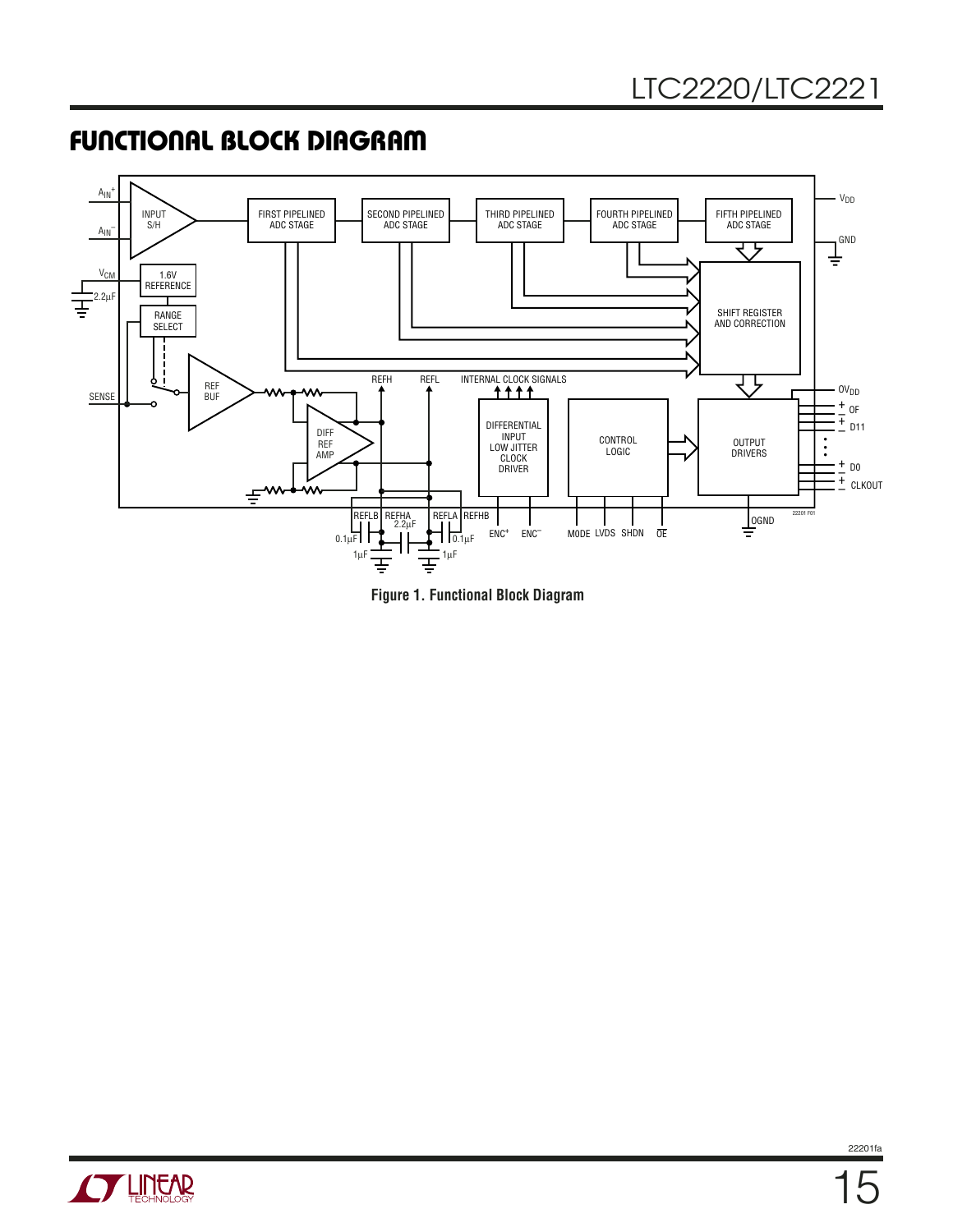## FUNCTIONAL BLOCK DIAGRAM

Figure 1. Functional Block Diagram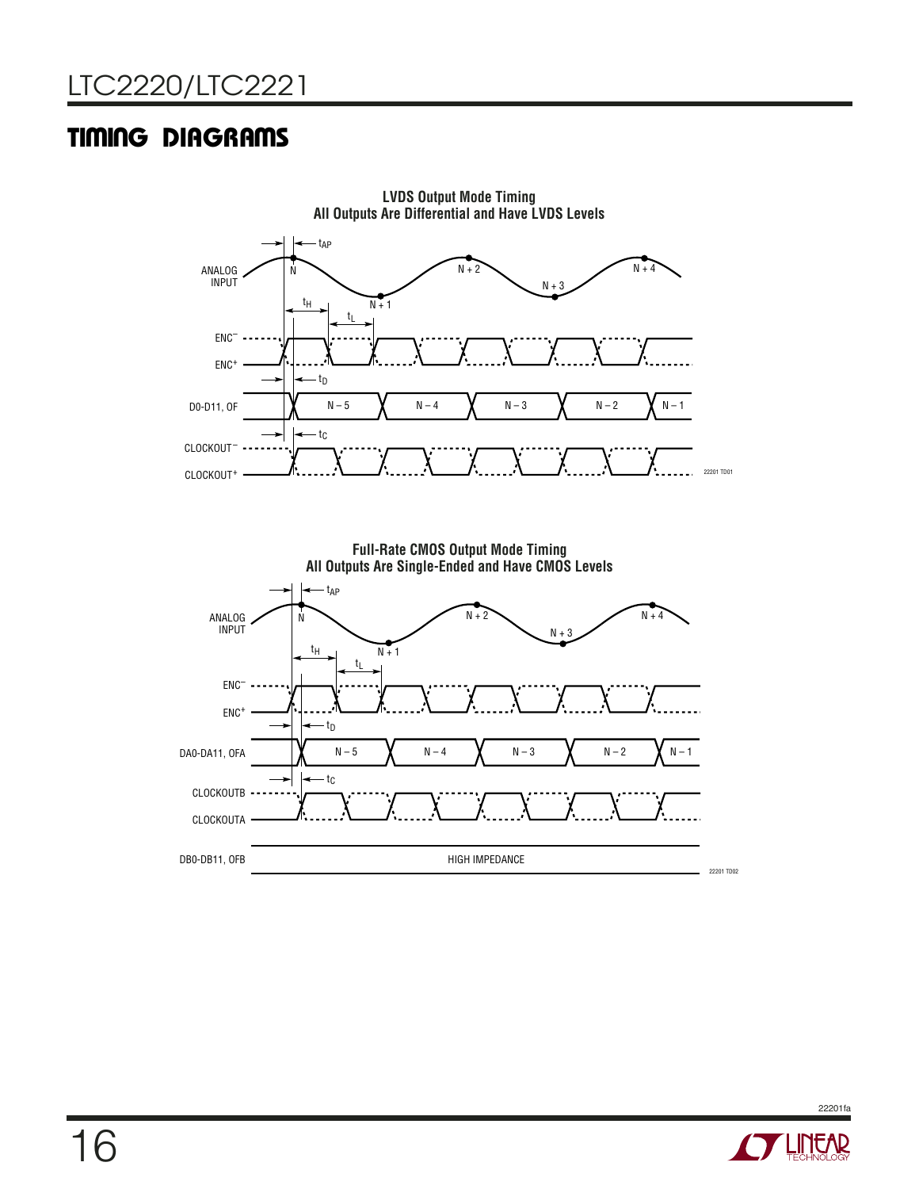## TIMING DIAGRAMS

**LVDS Output Mode Timing**
**All Outputs Are Differential and Have LVDS Levels**

ANALOG INPUT — N, N + 1, N + 2, N + 3, N + 4

$t_{AP}$, $t_H$, $t_L$

ENC⁻, ENC⁺

$t_D$

D0-D11, OF — N – 5, N – 4, N – 3, N – 2, N – 1

$t_C$

CLOCKOUT⁻, CLOCKOUT⁺

22201 TD01

**Full-Rate CMOS Output Mode Timing**
**All Outputs Are Single-Ended and Have CMOS Levels**

ANALOG INPUT — N, N + 1, N + 2, N + 3, N + 4

$t_{AP}$, $t_H$, $t_L$

ENC⁻, ENC⁺

$t_D$

DA0-DA11, OFA — N – 5, N – 4, N – 3, N – 2, N – 1

$t_C$

CLOCKOUTB, CLOCKOUTA

DB0-DB11, OFB — HIGH IMPEDANCE

22201 TD02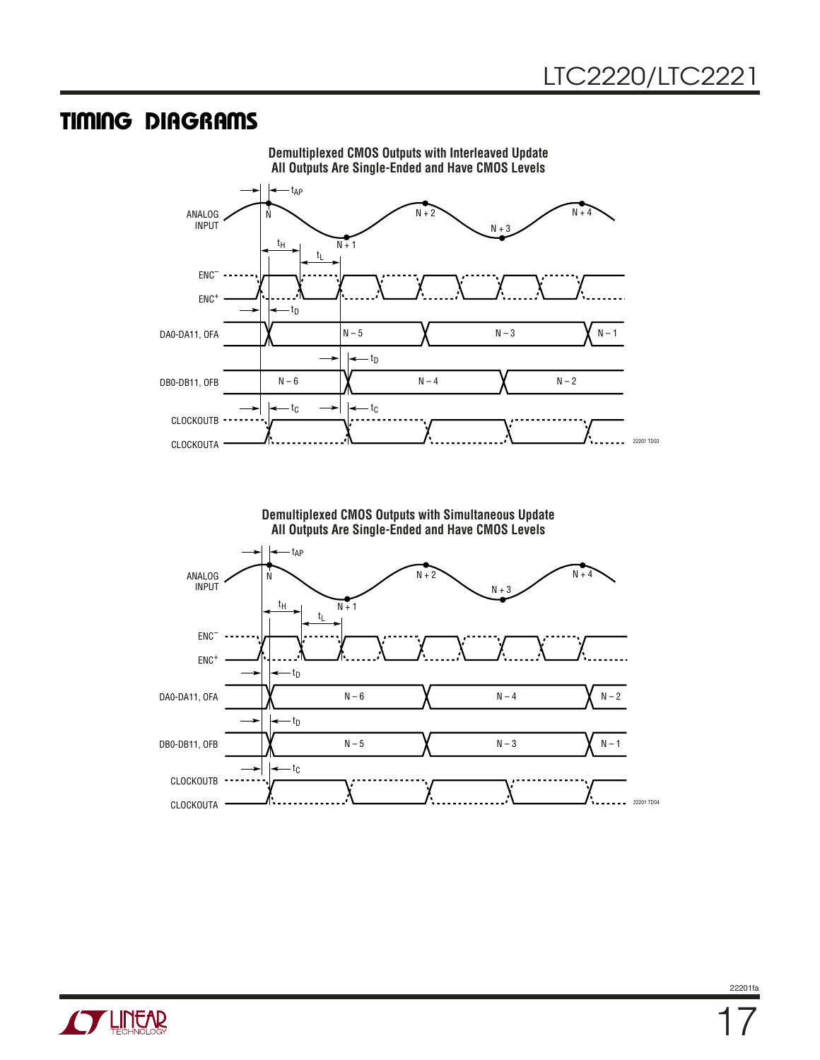## TIMING DIAGRAMS

**Demultiplexed CMOS Outputs with Interleaved Update**
**All Outputs Are Single-Ended and Have CMOS Levels**

**Demultiplexed CMOS Outputs with Simultaneous Update**
**All Outputs Are Single-Ended and Have CMOS Levels**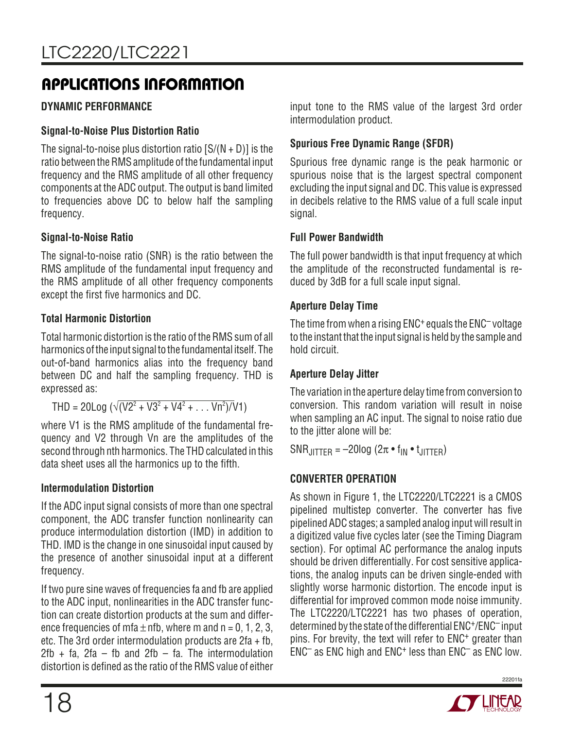# APPLICATIONS INFORMATION

## DYNAMIC PERFORMANCE

### Signal-to-Noise Plus Distortion Ratio

The signal-to-noise plus distortion ratio [S/(N + D)] is the ratio between the RMS amplitude of the fundamental input frequency and the RMS amplitude of all other frequency components at the ADC output. The output is band limited to frequencies above DC to below half the sampling frequency.

### Signal-to-Noise Ratio

The signal-to-noise ratio (SNR) is the ratio between the RMS amplitude of the fundamental input frequency and the RMS amplitude of all other frequency components except the first five harmonics and DC.

### Total Harmonic Distortion

Total harmonic distortion is the ratio of the RMS sum of all harmonics of the input signal to the fundamental itself. The out-of-band harmonics alias into the frequency band between DC and half the sampling frequency. THD is expressed as:

$$THD = 20Log\left(\sqrt{(V2^2 + V3^2 + V4^2 + \ldots Vn^2)}/V1\right)$$

where V1 is the RMS amplitude of the fundamental frequency and V2 through Vn are the amplitudes of the second through nth harmonics. The THD calculated in this data sheet uses all the harmonics up to the fifth.

### Intermodulation Distortion

If the ADC input signal consists of more than one spectral component, the ADC transfer function nonlinearity can produce intermodulation distortion (IMD) in addition to THD. IMD is the change in one sinusoidal input caused by the presence of another sinusoidal input at a different frequency.

If two pure sine waves of frequencies fa and fb are applied to the ADC input, nonlinearities in the ADC transfer function can create distortion products at the sum and difference frequencies of mfa ± nfb, where m and n = 0, 1, 2, 3, etc. The 3rd order intermodulation products are 2fa + fb, 2fb + fa, 2fa – fb and 2fb – fa. The intermodulation distortion is defined as the ratio of the RMS value of either input tone to the RMS value of the largest 3rd order intermodulation product.

### Spurious Free Dynamic Range (SFDR)

Spurious free dynamic range is the peak harmonic or spurious noise that is the largest spectral component excluding the input signal and DC. This value is expressed in decibels relative to the RMS value of a full scale input signal.

### Full Power Bandwidth

The full power bandwidth is that input frequency at which the amplitude of the reconstructed fundamental is reduced by 3dB for a full scale input signal.

### Aperture Delay Time

The time from when a rising $ENC^+$ equals the $ENC^–$ voltage to the instant that the input signal is held by the sample and hold circuit.

### Aperture Delay Jitter

The variation in the aperture delay time from conversion to conversion. This random variation will result in noise when sampling an AC input. The signal to noise ratio due to the jitter alone will be:

$$SNR_{JITTER} = –20\log(2\pi \cdot f_{IN} \cdot t_{JITTER})$$

## CONVERTER OPERATION

As shown in Figure 1, the LTC2220/LTC2221 is a CMOS pipelined multistep converter. The converter has five pipelined ADC stages; a sampled analog input will result in a digitized value five cycles later (see the Timing Diagram section). For optimal AC performance the analog inputs should be driven differentially. For cost sensitive applications, the analog inputs can be driven single-ended with slightly worse harmonic distortion. The encode input is differential for improved common mode noise immunity. The LTC2220/LTC2221 has two phases of operation, determined by the state of the differential $ENC^+$/$ENC^–$ input pins. For brevity, the text will refer to $ENC^+$ greater than $ENC^–$ as ENC high and $ENC^+$ less than $ENC^–$ as ENC low.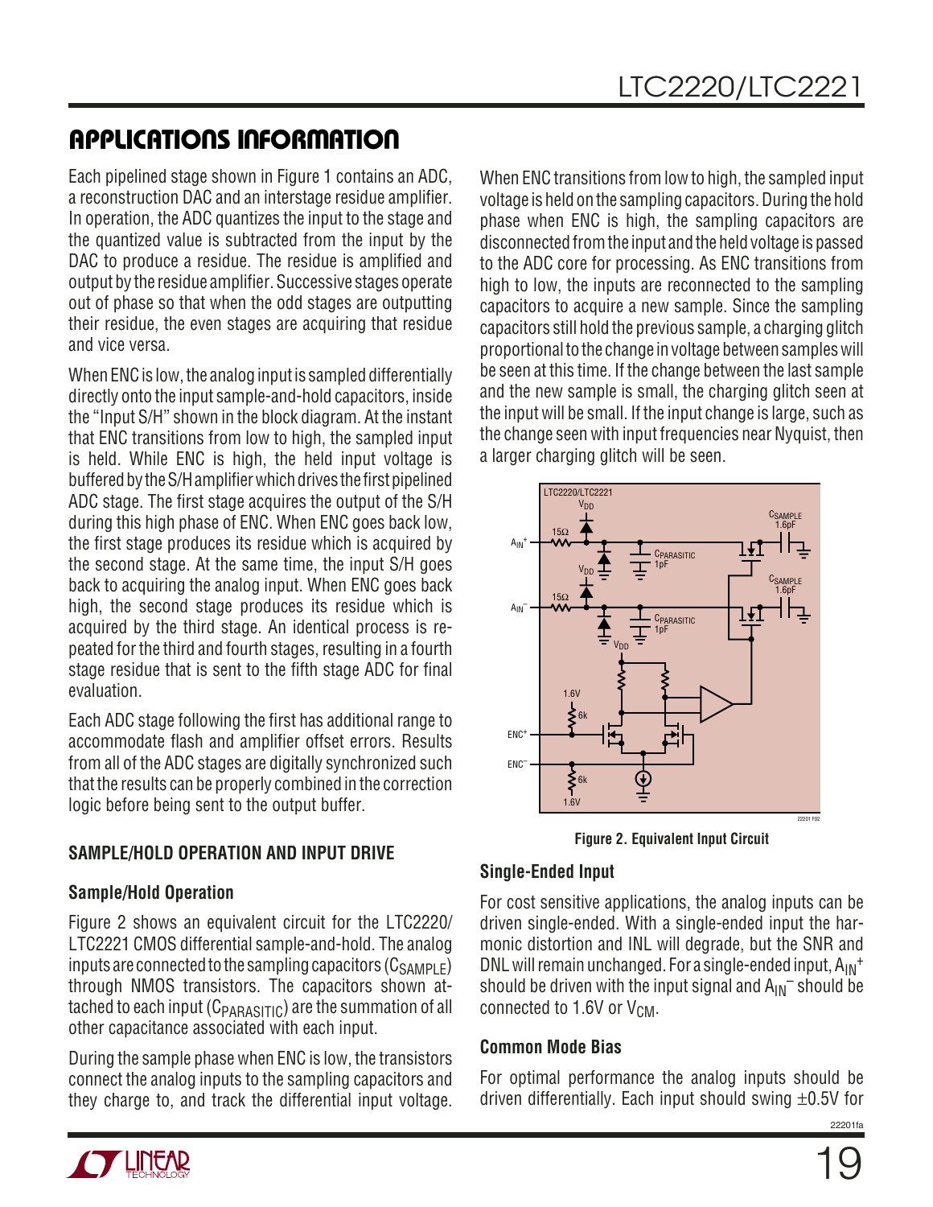## APPLICATIONS INFORMATION

Each pipelined stage shown in Figure 1 contains an ADC, a reconstruction DAC and an interstage residue amplifier. In operation, the ADC quantizes the input to the stage and the quantized value is subtracted from the input by the DAC to produce a residue. The residue is amplified and output by the residue amplifier. Successive stages operate out of phase so that when the odd stages are outputting their residue, the even stages are acquiring that residue and vice versa.

When ENC is low, the analog input is sampled differentially directly onto the input sample-and-hold capacitors, inside the "Input S/H" shown in the block diagram. At the instant that ENC transitions from low to high, the sampled input is held. While ENC is high, the held input voltage is buffered by the S/H amplifier which drives the first pipelined ADC stage. The first stage acquires the output of the S/H during this high phase of ENC. When ENC goes back low, the first stage produces its residue which is acquired by the second stage. At the same time, the input S/H goes back to acquiring the analog input. When ENC goes back high, the second stage produces its residue which is acquired by the third stage. An identical process is repeated for the third and fourth stages, resulting in a fourth stage residue that is sent to the fifth stage ADC for final evaluation.

Each ADC stage following the first has additional range to accommodate flash and amplifier offset errors. Results from all of the ADC stages are digitally synchronized such that the results can be properly combined in the correction logic before being sent to the output buffer.

### SAMPLE/HOLD OPERATION AND INPUT DRIVE

#### Sample/Hold Operation

Figure 2 shows an equivalent circuit for the LTC2220/LTC2221 CMOS differential sample-and-hold. The analog inputs are connected to the sampling capacitors ($C_{SAMPLE}$) through NMOS transistors. The capacitors shown attached to each input ($C_{PARASITIC}$) are the summation of all other capacitance associated with each input.

During the sample phase when ENC is low, the transistors connect the analog inputs to the sampling capacitors and they charge to, and track the differential input voltage. When ENC transitions from low to high, the sampled input voltage is held on the sampling capacitors. During the hold phase when ENC is high, the sampling capacitors are disconnected from the input and the held voltage is passed to the ADC core for processing. As ENC transitions from high to low, the inputs are reconnected to the sampling capacitors to acquire a new sample. Since the sampling capacitors still hold the previous sample, a charging glitch proportional to the change in voltage between samples will be seen at this time. If the change between the last sample and the new sample is small, the charging glitch seen at the input will be small. If the input change is large, such as the change seen with input frequencies near Nyquist, then a larger charging glitch will be seen.

**Figure 2. Equivalent Input Circuit**

#### Single-Ended Input

For cost sensitive applications, the analog inputs can be driven single-ended. With a single-ended input the harmonic distortion and INL will degrade, but the SNR and DNL will remain unchanged. For a single-ended input, $A_{IN}^+$ should be driven with the input signal and $A_{IN}^-$ should be connected to 1.6V or $V_{CM}$.

#### Common Mode Bias

For optimal performance the analog inputs should be driven differentially. Each input should swing ±0.5V for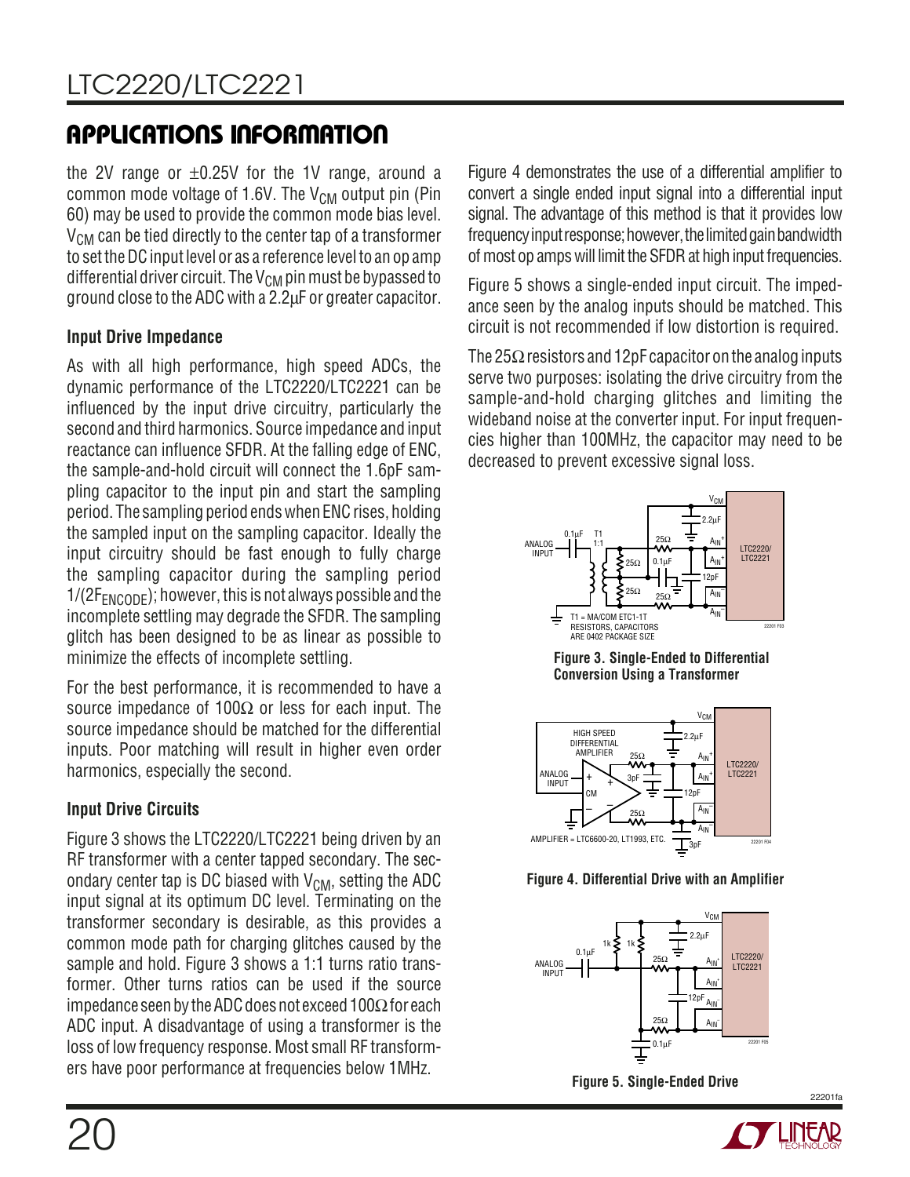## APPLICATIONS INFORMATION

the 2V range or ±0.25V for the 1V range, around a common mode voltage of 1.6V. The $V_{CM}$ output pin (Pin 60) may be used to provide the common mode bias level. $V_{CM}$ can be tied directly to the center tap of a transformer to set the DC input level or as a reference level to an op amp differential driver circuit. The $V_{CM}$ pin must be bypassed to ground close to the ADC with a 2.2µF or greater capacitor.

### Input Drive Impedance

As with all high performance, high speed ADCs, the dynamic performance of the LTC2220/LTC2221 can be influenced by the input drive circuitry, particularly the second and third harmonics. Source impedance and input reactance can influence SFDR. At the falling edge of ENC, the sample-and-hold circuit will connect the 1.6pF sampling capacitor to the input pin and start the sampling period. The sampling period ends when ENC rises, holding the sampled input on the sampling capacitor. Ideally the input circuitry should be fast enough to fully charge the sampling capacitor during the sampling period $1/(2F_{ENCODE})$; however, this is not always possible and the incomplete settling may degrade the SFDR. The sampling glitch has been designed to be as linear as possible to minimize the effects of incomplete settling.

For the best performance, it is recommended to have a source impedance of 100Ω or less for each input. The source impedance should be matched for the differential inputs. Poor matching will result in higher even order harmonics, especially the second.

### Input Drive Circuits

Figure 3 shows the LTC2220/LTC2221 being driven by an RF transformer with a center tapped secondary. The secondary center tap is DC biased with $V_{CM}$, setting the ADC input signal at its optimum DC level. Terminating on the transformer secondary is desirable, as this provides a common mode path for charging glitches caused by the sample and hold. Figure 3 shows a 1:1 turns ratio transformer. Other turns ratios can be used if the source impedance seen by the ADC does not exceed 100Ω for each ADC input. A disadvantage of using a transformer is the loss of low frequency response. Most small RF transformers have poor performance at frequencies below 1MHz.

Figure 4 demonstrates the use of a differential amplifier to convert a single ended input signal into a differential input signal. The advantage of this method is that it provides low frequency input response; however, the limited gain bandwidth of most op amps will limit the SFDR at high input frequencies.

Figure 5 shows a single-ended input circuit. The impedance seen by the analog inputs should be matched. This circuit is not recommended if low distortion is required.

The 25Ω resistors and 12pF capacitor on the analog inputs serve two purposes: isolating the drive circuitry from the sample-and-hold charging glitches and limiting the wideband noise at the converter input. For input frequencies higher than 100MHz, the capacitor may need to be decreased to prevent excessive signal loss.

**Figure 3. Single-Ended to Differential Conversion Using a Transformer**

**Figure 4. Differential Drive with an Amplifier**

**Figure 5. Single-Ended Drive**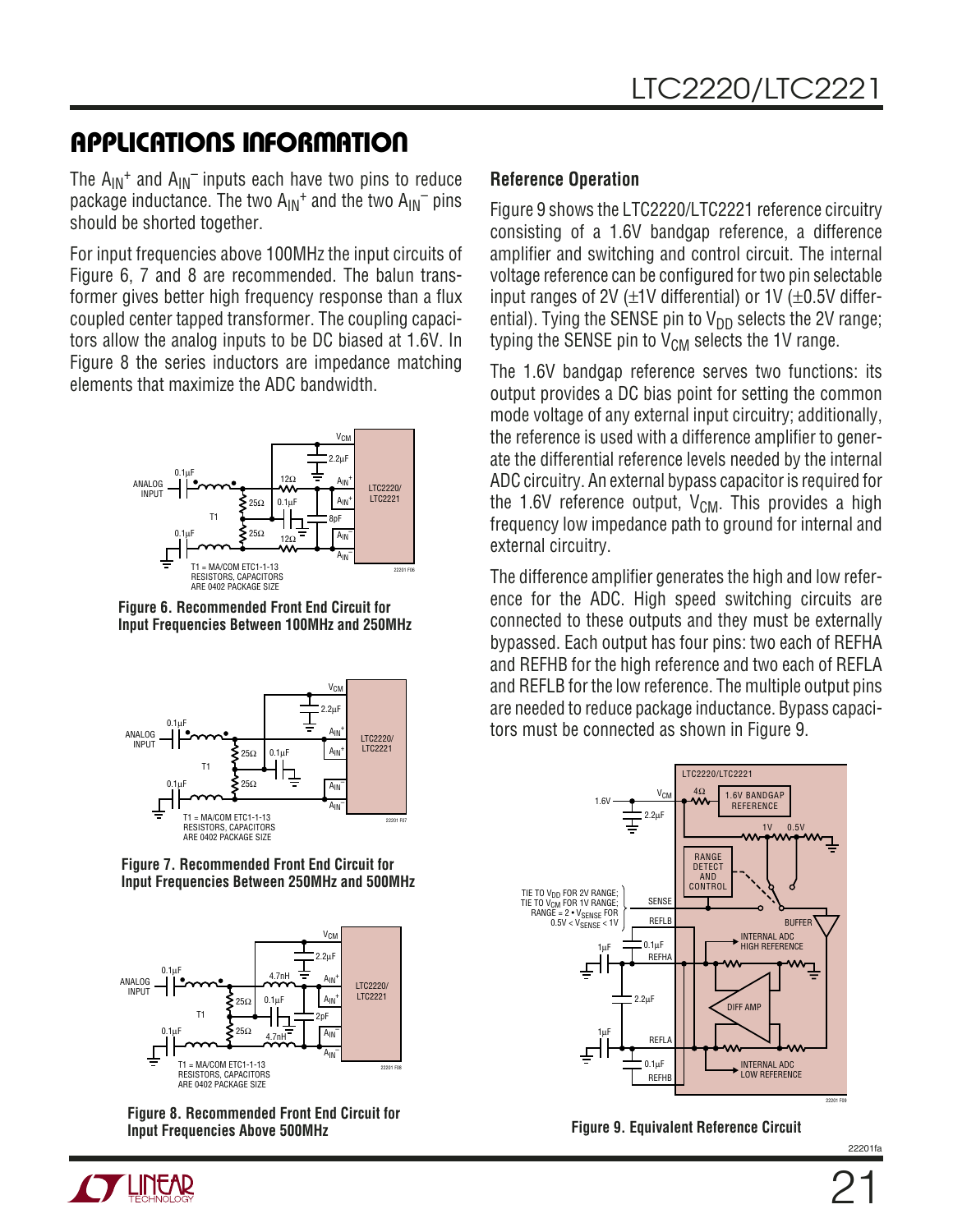## APPLICATIONS INFORMATION

The $A_{IN}^+$ and $A_{IN}^-$ inputs each have two pins to reduce package inductance. The two $A_{IN}^+$ and the two $A_{IN}^-$ pins should be shorted together.

For input frequencies above 100MHz the input circuits of Figure 6, 7 and 8 are recommended. The balun transformer gives better high frequency response than a flux coupled center tapped transformer. The coupling capacitors allow the analog inputs to be DC biased at 1.6V. In Figure 8 the series inductors are impedance matching elements that maximize the ADC bandwidth.

**Figure 6. Recommended Front End Circuit for Input Frequencies Between 100MHz and 250MHz**

**Figure 7. Recommended Front End Circuit for Input Frequencies Between 250MHz and 500MHz**

**Figure 8. Recommended Front End Circuit for Input Frequencies Above 500MHz**

### Reference Operation

Figure 9 shows the LTC2220/LTC2221 reference circuitry consisting of a 1.6V bandgap reference, a difference amplifier and switching and control circuit. The internal voltage reference can be configured for two pin selectable input ranges of 2V (±1V differential) or 1V (±0.5V differential). Tying the SENSE pin to $V_{DD}$ selects the 2V range; typing the SENSE pin to $V_{CM}$ selects the 1V range.

The 1.6V bandgap reference serves two functions: its output provides a DC bias point for setting the common mode voltage of any external input circuitry; additionally, the reference is used with a difference amplifier to generate the differential reference levels needed by the internal ADC circuitry. An external bypass capacitor is required for the 1.6V reference output, $V_{CM}$. This provides a high frequency low impedance path to ground for internal and external circuitry.

The difference amplifier generates the high and low reference for the ADC. High speed switching circuits are connected to these outputs and they must be externally bypassed. Each output has four pins: two each of REFHA and REFHB for the high reference and two each of REFLA and REFLB for the low reference. The multiple output pins are needed to reduce package inductance. Bypass capacitors must be connected as shown in Figure 9.

**Figure 9. Equivalent Reference Circuit**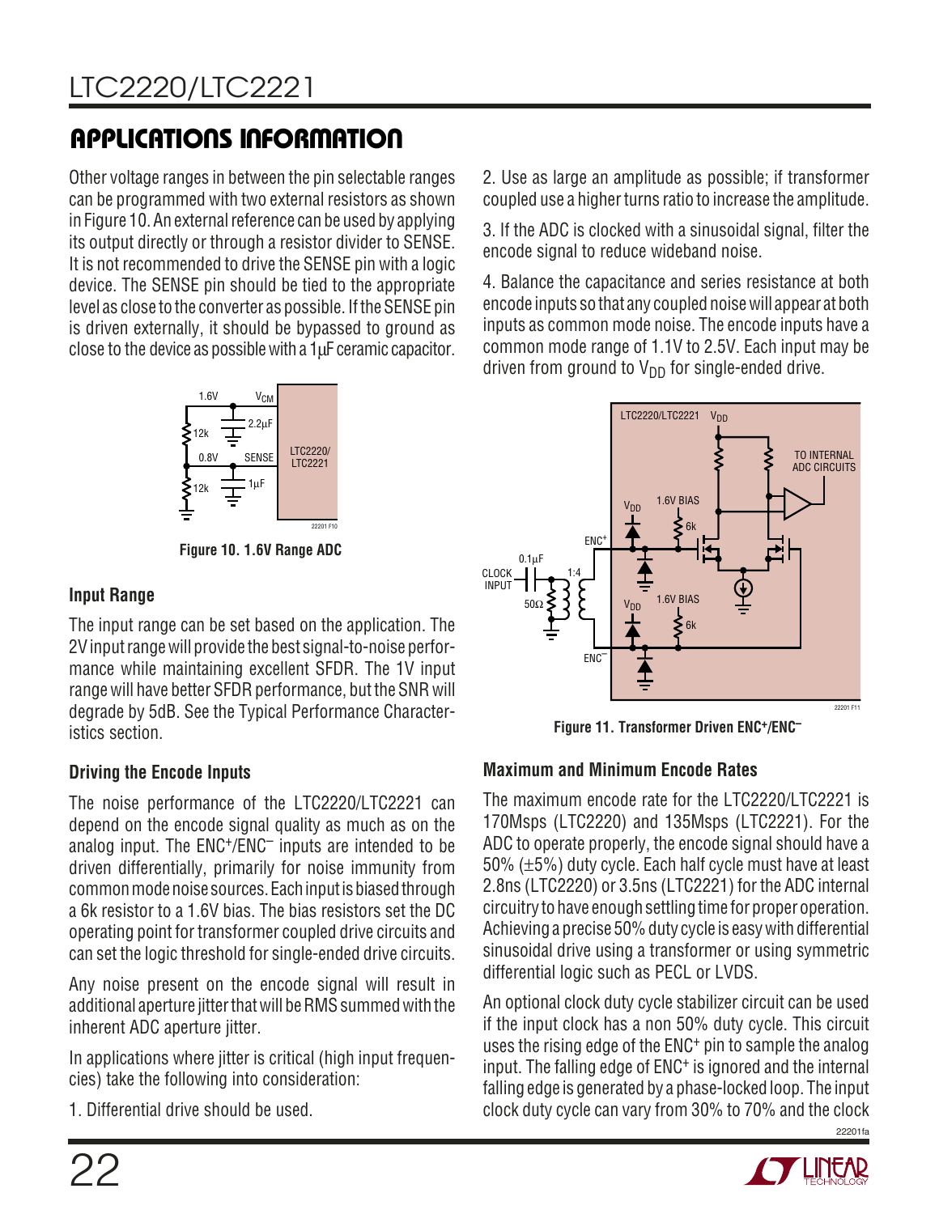## APPLICATIONS INFORMATION

Other voltage ranges in between the pin selectable ranges can be programmed with two external resistors as shown in Figure 10. An external reference can be used by applying its output directly or through a resistor divider to SENSE. It is not recommended to drive the SENSE pin with a logic device. The SENSE pin should be tied to the appropriate level as close to the converter as possible. If the SENSE pin is driven externally, it should be bypassed to ground as close to the device as possible with a 1μF ceramic capacitor.

**Figure 10. 1.6V Range ADC**

### Input Range

The input range can be set based on the application. The 2V input range will provide the best signal-to-noise performance while maintaining excellent SFDR. The 1V input range will have better SFDR performance, but the SNR will degrade by 5dB. See the Typical Performance Characteristics section.

### Driving the Encode Inputs

The noise performance of the LTC2220/LTC2221 can depend on the encode signal quality as much as on the analog input. The $ENC^+$/$ENC^-$ inputs are intended to be driven differentially, primarily for noise immunity from common mode noise sources. Each input is biased through a 6k resistor to a 1.6V bias. The bias resistors set the DC operating point for transformer coupled drive circuits and can set the logic threshold for single-ended drive circuits.

Any noise present on the encode signal will result in additional aperture jitter that will be RMS summed with the inherent ADC aperture jitter.

In applications where jitter is critical (high input frequencies) take the following into consideration:

1. Differential drive should be used.

2. Use as large an amplitude as possible; if transformer coupled use a higher turns ratio to increase the amplitude.

3. If the ADC is clocked with a sinusoidal signal, filter the encode signal to reduce wideband noise.

4. Balance the capacitance and series resistance at both encode inputs so that any coupled noise will appear at both inputs as common mode noise. The encode inputs have a common mode range of 1.1V to 2.5V. Each input may be driven from ground to $V_{DD}$ for single-ended drive.

**Figure 11. Transformer Driven $ENC^+$/$ENC^-$**

### Maximum and Minimum Encode Rates

The maximum encode rate for the LTC2220/LTC2221 is 170Msps (LTC2220) and 135Msps (LTC2221). For the ADC to operate properly, the encode signal should have a 50% (±5%) duty cycle. Each half cycle must have at least 2.8ns (LTC2220) or 3.5ns (LTC2221) for the ADC internal circuitry to have enough settling time for proper operation. Achieving a precise 50% duty cycle is easy with differential sinusoidal drive using a transformer or using symmetric differential logic such as PECL or LVDS.

An optional clock duty cycle stabilizer circuit can be used if the input clock has a non 50% duty cycle. This circuit uses the rising edge of the $ENC^+$ pin to sample the analog input. The falling edge of $ENC^+$ is ignored and the internal falling edge is generated by a phase-locked loop. The input clock duty cycle can vary from 30% to 70% and the clock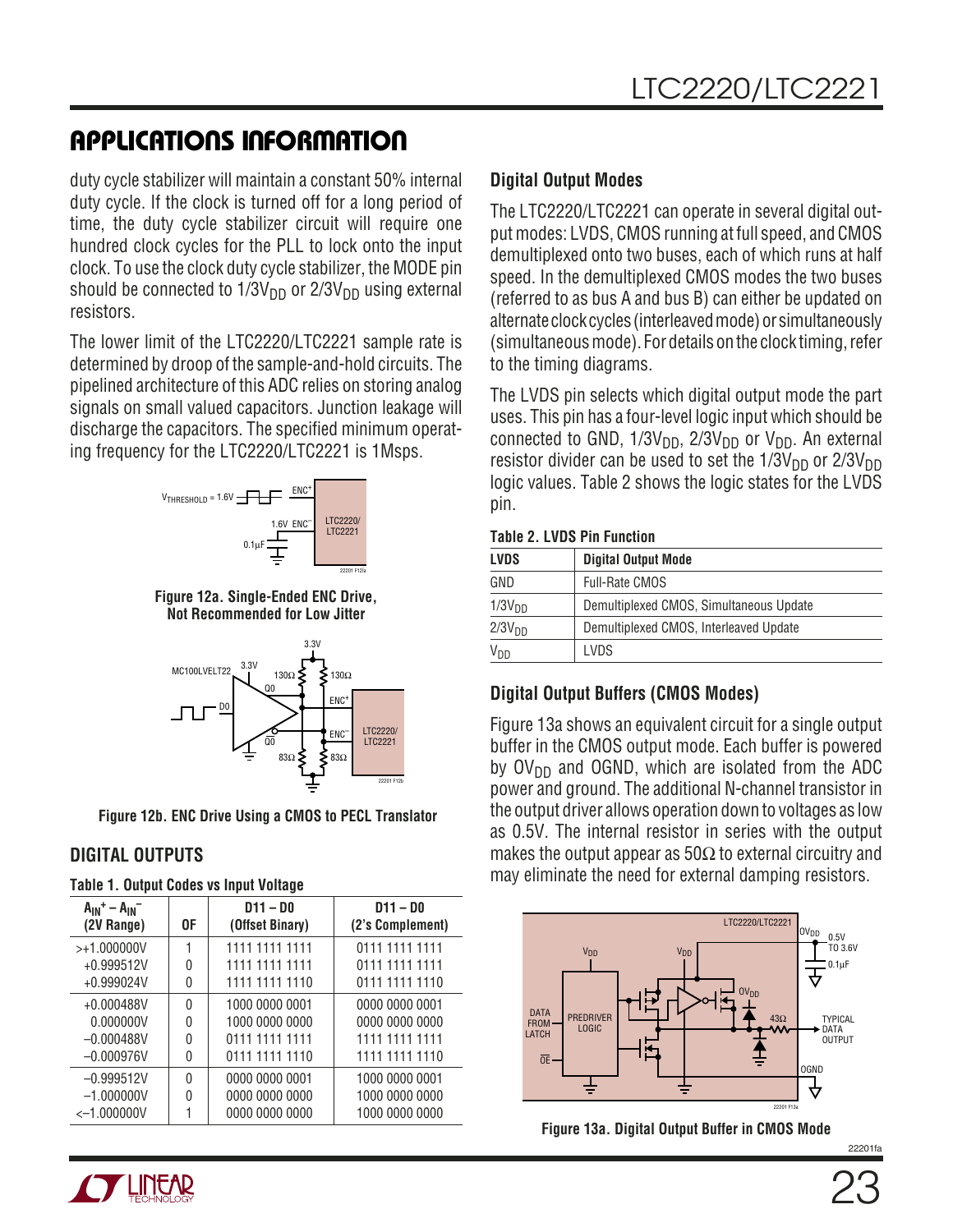## APPLICATIONS INFORMATION

duty cycle stabilizer will maintain a constant 50% internal duty cycle. If the clock is turned off for a long period of time, the duty cycle stabilizer circuit will require one hundred clock cycles for the PLL to lock onto the input clock. To use the clock duty cycle stabilizer, the MODE pin should be connected to $1/3V_{DD}$ or $2/3V_{DD}$ using external resistors.

The lower limit of the LTC2220/LTC2221 sample rate is determined by droop of the sample-and-hold circuits. The pipelined architecture of this ADC relies on storing analog signals on small valued capacitors. Junction leakage will discharge the capacitors. The specified minimum operating frequency for the LTC2220/LTC2221 is 1Msps.

**Figure 12a. Single-Ended ENC Drive, Not Recommended for Low Jitter**

**Figure 12b. ENC Drive Using a CMOS to PECL Translator**

### DIGITAL OUTPUTS

**Table 1. Output Codes vs Input Voltage**

| $A_{IN}^+ - A_{IN}^-$ (2V Range) | OF | D11 – D0 (Offset Binary) | D11 – D0 (2's Complement) |
|---|---|---|---|
| >+1.000000V | 1 | 1111 1111 1111 | 0111 1111 1111 |
| +0.999512V | 0 | 1111 1111 1111 | 0111 1111 1111 |
| +0.999024V | 0 | 1111 1111 1110 | 0111 1111 1110 |
| +0.000488V | 0 | 1000 0000 0001 | 0000 0000 0001 |
| 0.000000V | 0 | 1000 0000 0000 | 0000 0000 0000 |
| –0.000488V | 0 | 0111 1111 1111 | 1111 1111 1111 |
| –0.000976V | 0 | 0111 1111 1110 | 1111 1111 1110 |
| –0.999512V | 0 | 0000 0000 0001 | 1000 0000 0001 |
| –1.000000V | 0 | 0000 0000 0000 | 1000 0000 0000 |
| <–1.000000V | 1 | 0000 0000 0000 | 1000 0000 0000 |

### Digital Output Modes

The LTC2220/LTC2221 can operate in several digital output modes: LVDS, CMOS running at full speed, and CMOS demultiplexed onto two buses, each of which runs at half speed. In the demultiplexed CMOS modes the two buses (referred to as bus A and bus B) can either be updated on alternate clock cycles (interleaved mode) or simultaneously (simultaneous mode). For details on the clock timing, refer to the timing diagrams.

The LVDS pin selects which digital output mode the part uses. This pin has a four-level logic input which should be connected to GND, $1/3V_{DD}$, $2/3V_{DD}$ or $V_{DD}$. An external resistor divider can be used to set the $1/3V_{DD}$ or $2/3V_{DD}$ logic values. Table 2 shows the logic states for the LVDS pin.

**Table 2. LVDS Pin Function**

| LVDS | Digital Output Mode |
|---|---|
| GND | Full-Rate CMOS |
| $1/3V_{DD}$ | Demultiplexed CMOS, Simultaneous Update |
| $2/3V_{DD}$ | Demultiplexed CMOS, Interleaved Update |
| $V_{DD}$ | LVDS |

### Digital Output Buffers (CMOS Modes)

Figure 13a shows an equivalent circuit for a single output buffer in the CMOS output mode. Each buffer is powered by $OV_{DD}$ and OGND, which are isolated from the ADC power and ground. The additional N-channel transistor in the output driver allows operation down to voltages as low as 0.5V. The internal resistor in series with the output makes the output appear as 50Ω to external circuitry and may eliminate the need for external damping resistors.

**Figure 13a. Digital Output Buffer in CMOS Mode**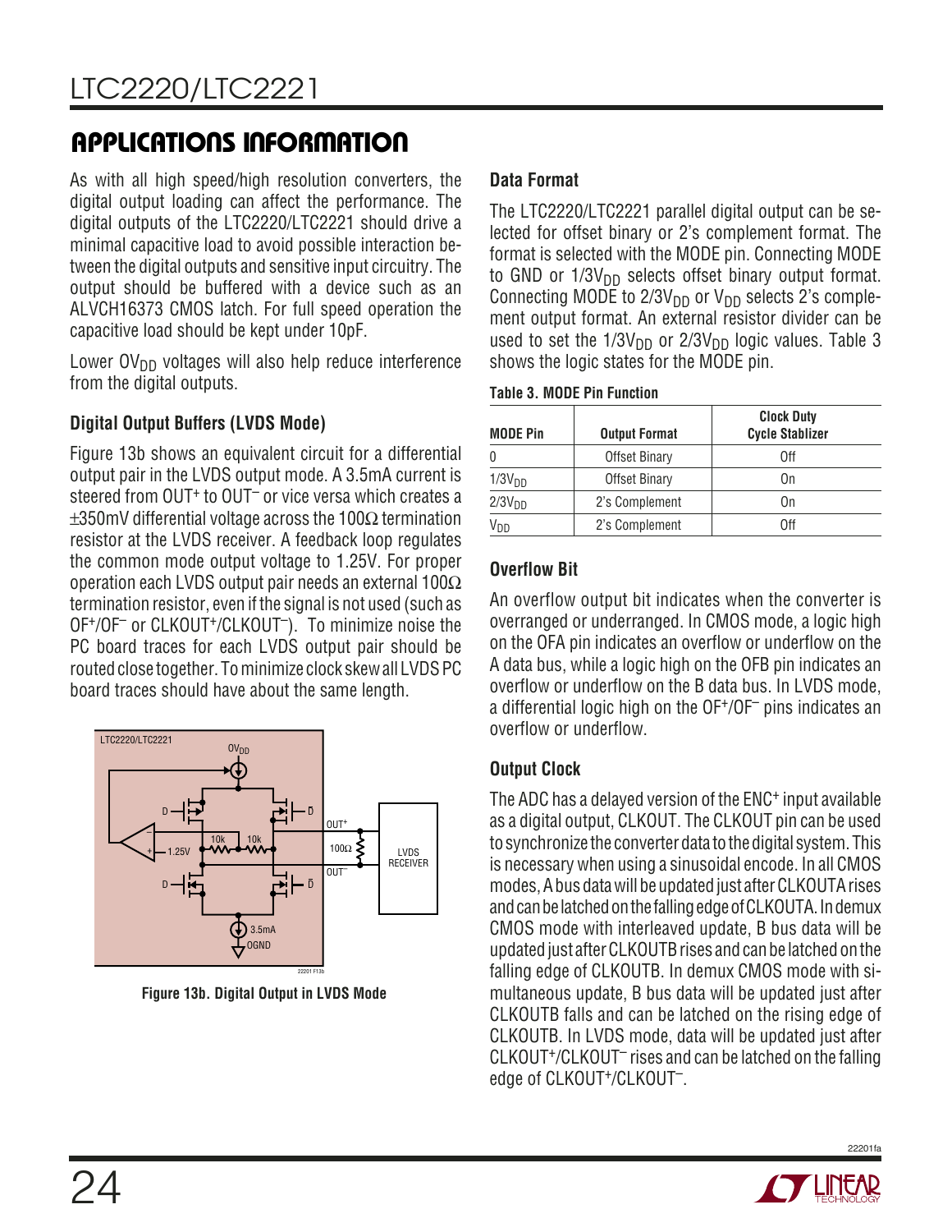## APPLICATIONS INFORMATION

As with all high speed/high resolution converters, the digital output loading can affect the performance. The digital outputs of the LTC2220/LTC2221 should drive a minimal capacitive load to avoid possible interaction between the digital outputs and sensitive input circuitry. The output should be buffered with a device such as an ALVCH16373 CMOS latch. For full speed operation the capacitive load should be kept under 10pF.

Lower $OV_{DD}$ voltages will also help reduce interference from the digital outputs.

### Digital Output Buffers (LVDS Mode)

Figure 13b shows an equivalent circuit for a differential output pair in the LVDS output mode. A 3.5mA current is steered from OUT+ to OUT– or vice versa which creates a ±350mV differential voltage across the 100Ω termination resistor at the LVDS receiver. A feedback loop regulates the common mode output voltage to 1.25V. For proper operation each LVDS output pair needs an external 100Ω termination resistor, even if the signal is not used (such as OF+/OF– or CLKOUT+/CLKOUT–). To minimize noise the PC board traces for each LVDS output pair should be routed close together. To minimize clock skew all LVDS PC board traces should have about the same length.

Figure 13b. Digital Output in LVDS Mode

### Data Format

The LTC2220/LTC2221 parallel digital output can be selected for offset binary or 2's complement format. The format is selected with the MODE pin. Connecting MODE to GND or $1/3V_{DD}$ selects offset binary output format. Connecting MODE to $2/3V_{DD}$ or $V_{DD}$ selects 2's complement output format. An external resistor divider can be used to set the $1/3V_{DD}$ or $2/3V_{DD}$ logic values. Table 3 shows the logic states for the MODE pin.

**Table 3. MODE Pin Function**

| MODE Pin | Output Format | Clock Duty Cycle Stablizer |
|---|---|---|
| 0 | Offset Binary | Off |
| $1/3V_{DD}$ | Offset Binary | On |
| $2/3V_{DD}$ | 2's Complement | On |
| $V_{DD}$ | 2's Complement | Off |

### Overflow Bit

An overflow output bit indicates when the converter is overranged or underranged. In CMOS mode, a logic high on the OFA pin indicates an overflow or underflow on the A data bus, while a logic high on the OFB pin indicates an overflow or underflow on the B data bus. In LVDS mode, a differential logic high on the OF+/OF– pins indicates an overflow or underflow.

### Output Clock

The ADC has a delayed version of the ENC+ input available as a digital output, CLKOUT. The CLKOUT pin can be used to synchronize the converter data to the digital system. This is necessary when using a sinusoidal encode. In all CMOS modes, A bus data will be updated just after CLKOUTA rises and can be latched on the falling edge of CLKOUTA. In demux CMOS mode with interleaved update, B bus data will be updated just after CLKOUTB rises and can be latched on the falling edge of CLKOUTB. In demux CMOS mode with simultaneous update, B bus data will be updated just after CLKOUTB falls and can be latched on the rising edge of CLKOUTB. In LVDS mode, data will be updated just after CLKOUT+/CLKOUT– rises and can be latched on the falling edge of CLKOUT+/CLKOUT–.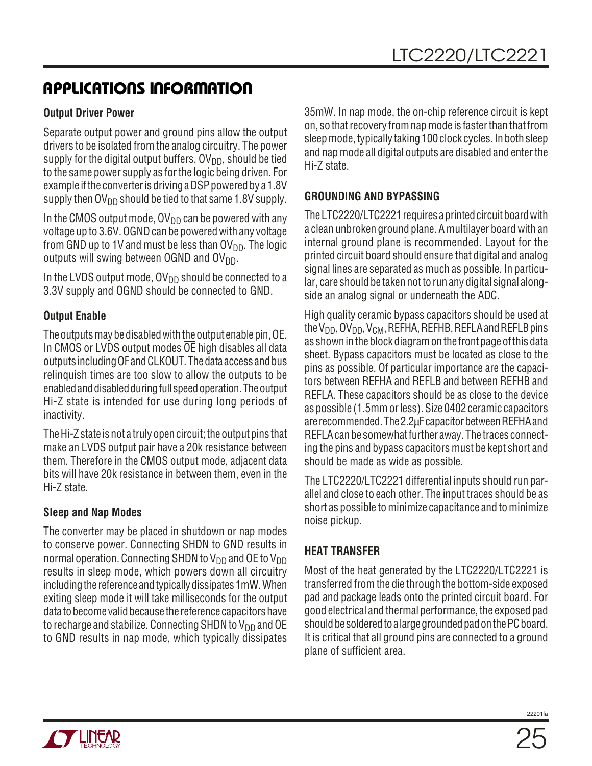## APPLICATIONS INFORMATION

### Output Driver Power

Separate output power and ground pins allow the output drivers to be isolated from the analog circuitry. The power supply for the digital output buffers, $OV_{DD}$, should be tied to the same power supply as for the logic being driven. For example if the converter is driving a DSP powered by a 1.8V supply then $OV_{DD}$ should be tied to that same 1.8V supply.

In the CMOS output mode, $OV_{DD}$ can be powered with any voltage up to 3.6V. OGND can be powered with any voltage from GND up to 1V and must be less than $OV_{DD}$. The logic outputs will swing between OGND and $OV_{DD}$.

In the LVDS output mode, $OV_{DD}$ should be connected to a 3.3V supply and OGND should be connected to GND.

### Output Enable

The outputs may be disabled with the output enable pin, $\overline{OE}$. In CMOS or LVDS output modes $\overline{OE}$ high disables all data outputs including OF and CLKOUT. The data access and bus relinquish times are too slow to allow the outputs to be enabled and disabled during full speed operation. The output Hi-Z state is intended for use during long periods of inactivity.

The Hi-Z state is not a truly open circuit; the output pins that make an LVDS output pair have a 20k resistance between them. Therefore in the CMOS output mode, adjacent data bits will have 20k resistance in between them, even in the Hi-Z state.

### Sleep and Nap Modes

The converter may be placed in shutdown or nap modes to conserve power. Connecting SHDN to GND results in normal operation. Connecting SHDN to $V_{DD}$ and $\overline{OE}$ to $V_{DD}$ results in sleep mode, which powers down all circuitry including the reference and typically dissipates 1mW. When exiting sleep mode it will take milliseconds for the output data to become valid because the reference capacitors have to recharge and stabilize. Connecting SHDN to $V_{DD}$ and $\overline{OE}$ to GND results in nap mode, which typically dissipates 35mW. In nap mode, the on-chip reference circuit is kept on, so that recovery from nap mode is faster than that from sleep mode, typically taking 100 clock cycles. In both sleep and nap mode all digital outputs are disabled and enter the Hi-Z state.

### GROUNDING AND BYPASSING

The LTC2220/LTC2221 requires a printed circuit board with a clean unbroken ground plane. A multilayer board with an internal ground plane is recommended. Layout for the printed circuit board should ensure that digital and analog signal lines are separated as much as possible. In particular, care should be taken not to run any digital signal alongside an analog signal or underneath the ADC.

High quality ceramic bypass capacitors should be used at the $V_{DD}$, $OV_{DD}$, $V_{CM}$, REFHA, REFHB, REFLA and REFLB pins as shown in the block diagram on the front page of this data sheet. Bypass capacitors must be located as close to the pins as possible. Of particular importance are the capacitors between REFHA and REFLB and between REFHB and REFLA. These capacitors should be as close to the device as possible (1.5mm or less). Size 0402 ceramic capacitors are recommended. The 2.2µF capacitor between REFHA and REFLA can be somewhat further away. The traces connecting the pins and bypass capacitors must be kept short and should be made as wide as possible.

The LTC2220/LTC2221 differential inputs should run parallel and close to each other. The input traces should be as short as possible to minimize capacitance and to minimize noise pickup.

### HEAT TRANSFER

Most of the heat generated by the LTC2220/LTC2221 is transferred from the die through the bottom-side exposed pad and package leads onto the printed circuit board. For good electrical and thermal performance, the exposed pad should be soldered to a large grounded pad on the PC board. It is critical that all ground pins are connected to a ground plane of sufficient area.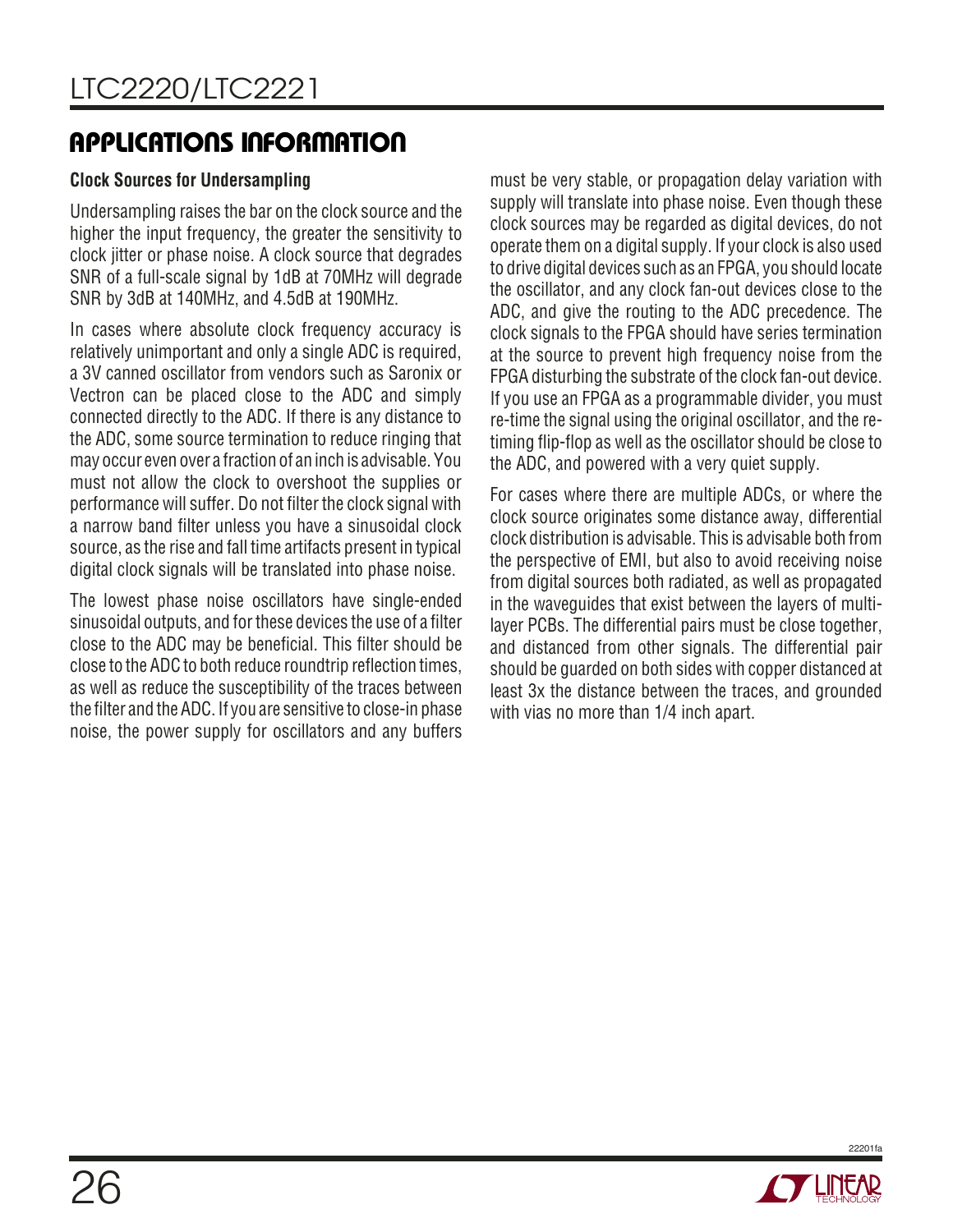## APPLICATIONS INFORMATION

### Clock Sources for Undersampling

Undersampling raises the bar on the clock source and the higher the input frequency, the greater the sensitivity to clock jitter or phase noise. A clock source that degrades SNR of a full-scale signal by 1dB at 70MHz will degrade SNR by 3dB at 140MHz, and 4.5dB at 190MHz.

In cases where absolute clock frequency accuracy is relatively unimportant and only a single ADC is required, a 3V canned oscillator from vendors such as Saronix or Vectron can be placed close to the ADC and simply connected directly to the ADC. If there is any distance to the ADC, some source termination to reduce ringing that may occur even over a fraction of an inch is advisable. You must not allow the clock to overshoot the supplies or performance will suffer. Do not filter the clock signal with a narrow band filter unless you have a sinusoidal clock source, as the rise and fall time artifacts present in typical digital clock signals will be translated into phase noise.

The lowest phase noise oscillators have single-ended sinusoidal outputs, and for these devices the use of a filter close to the ADC may be beneficial. This filter should be close to the ADC to both reduce roundtrip reflection times, as well as reduce the susceptibility of the traces between the filter and the ADC. If you are sensitive to close-in phase noise, the power supply for oscillators and any buffers must be very stable, or propagation delay variation with supply will translate into phase noise. Even though these clock sources may be regarded as digital devices, do not operate them on a digital supply. If your clock is also used to drive digital devices such as an FPGA, you should locate the oscillator, and any clock fan-out devices close to the ADC, and give the routing to the ADC precedence. The clock signals to the FPGA should have series termination at the source to prevent high frequency noise from the FPGA disturbing the substrate of the clock fan-out device. If you use an FPGA as a programmable divider, you must re-time the signal using the original oscillator, and the re-timing flip-flop as well as the oscillator should be close to the ADC, and powered with a very quiet supply.

For cases where there are multiple ADCs, or where the clock source originates some distance away, differential clock distribution is advisable. This is advisable both from the perspective of EMI, but also to avoid receiving noise from digital sources both radiated, as well as propagated in the waveguides that exist between the layers of multi-layer PCBs. The differential pairs must be close together, and distanced from other signals. The differential pair should be guarded on both sides with copper distanced at least 3x the distance between the traces, and grounded with vias no more than 1/4 inch apart.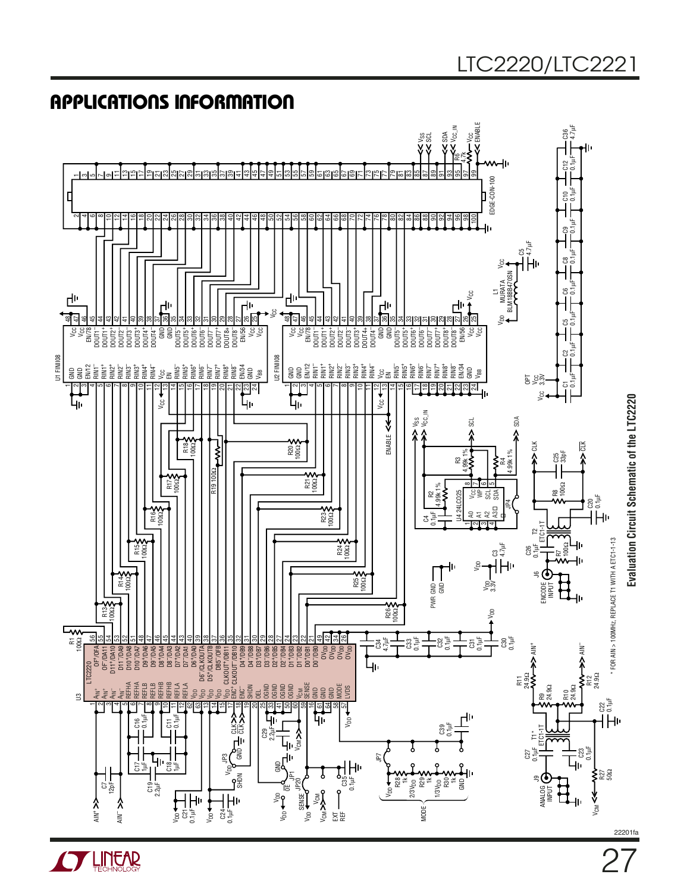## APPLICATIONS INFORMATION

**Evaluation Circuit Schematic of the LTC2220**

* FOR AIN > 100MHz, REPLACE T1 WITH A ETC1-1-13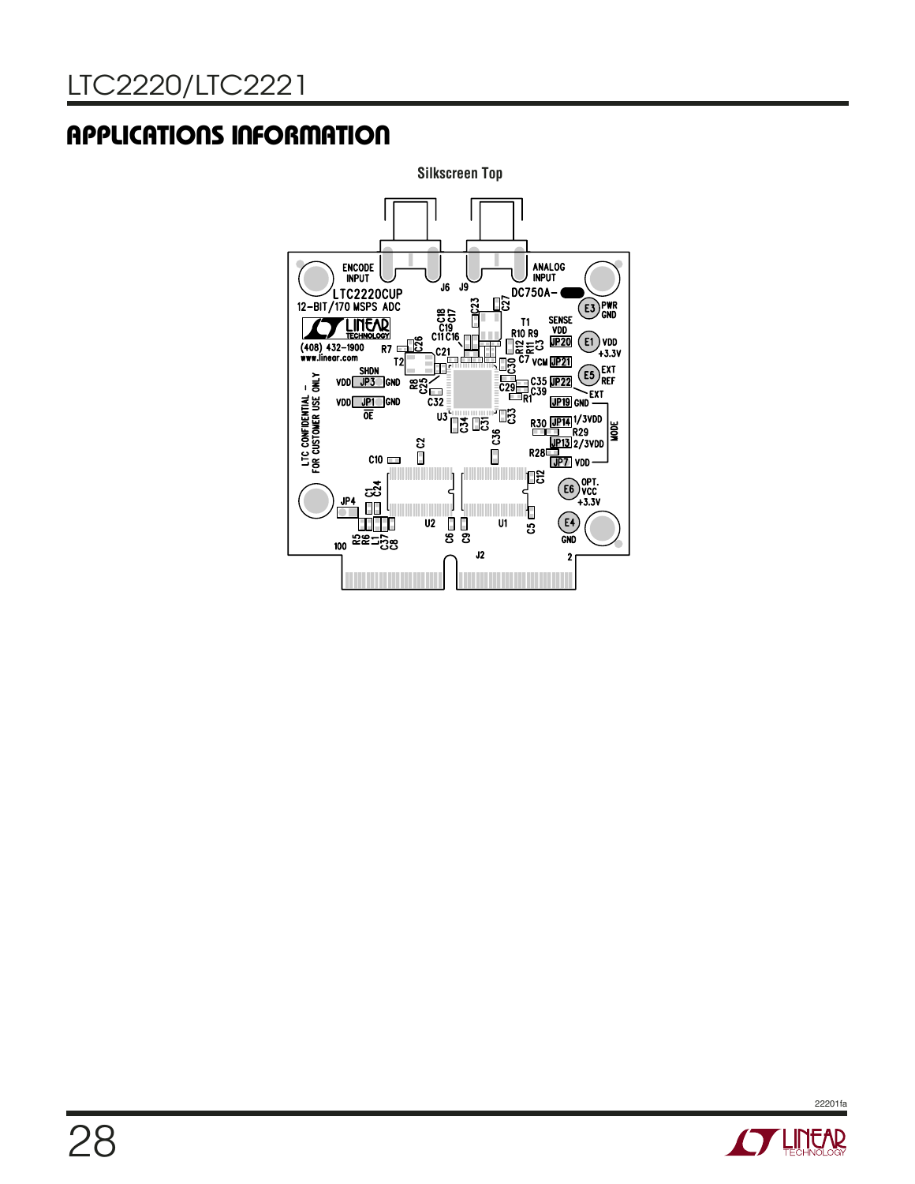## APPLICATIONS INFORMATION

Silkscreen Top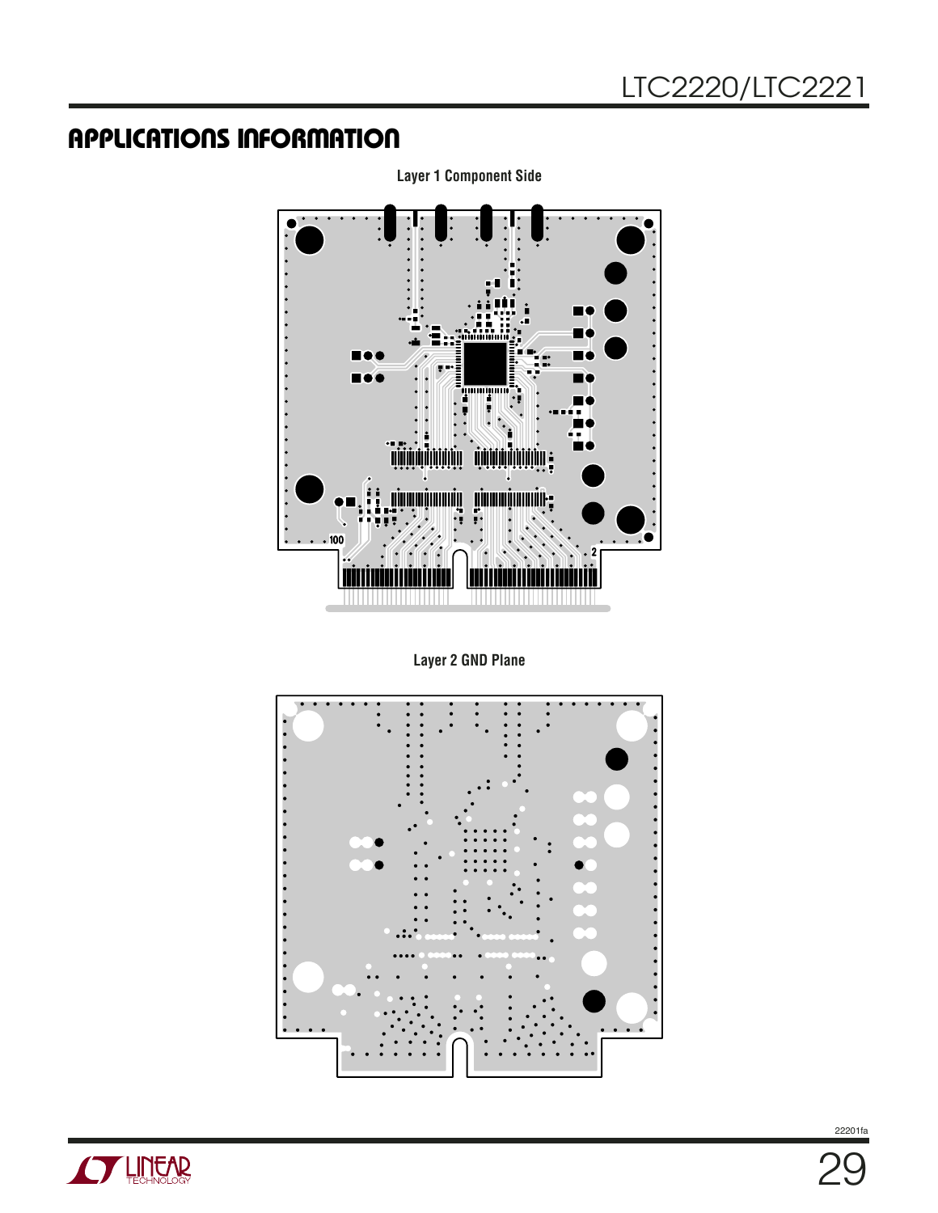## APPLICATIONS INFORMATION

Layer 1 Component Side

Layer 2 GND Plane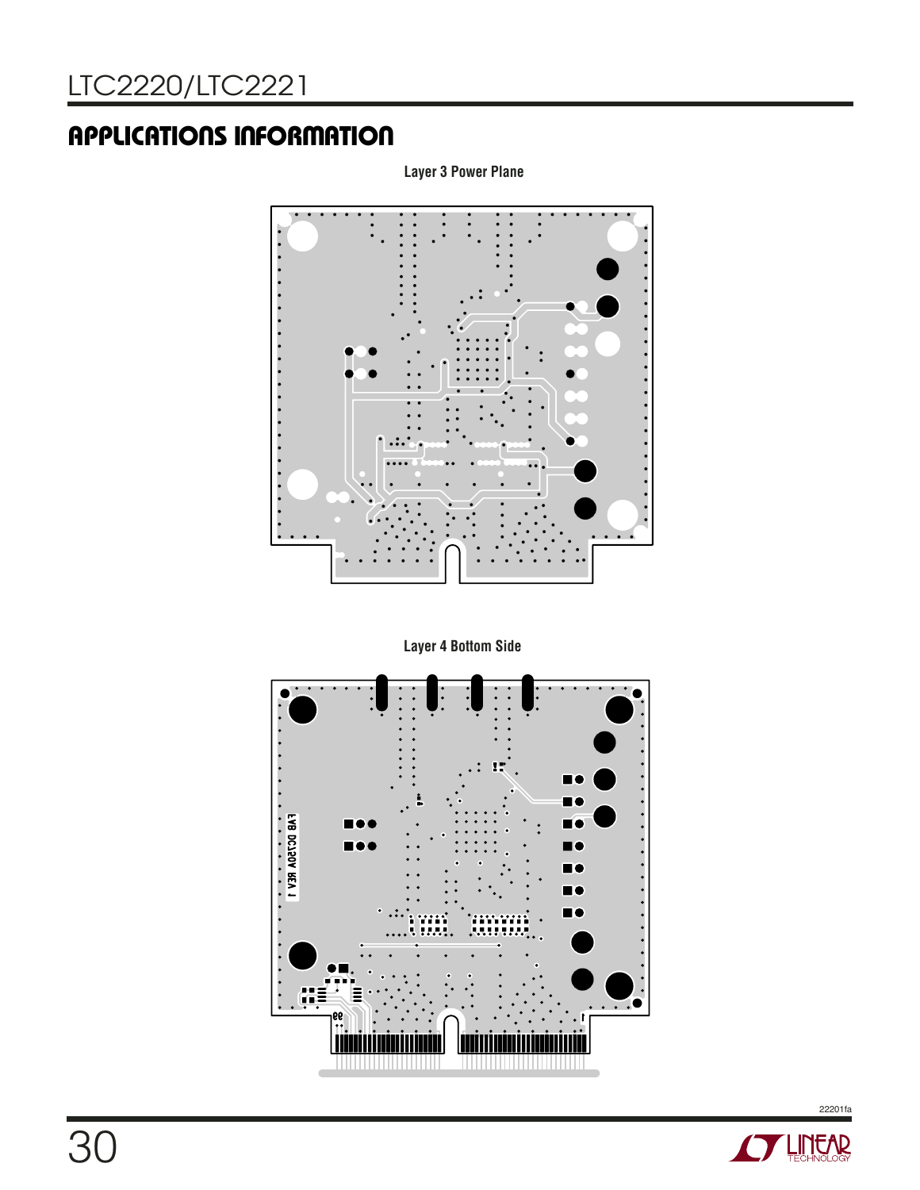## APPLICATIONS INFORMATION

**Layer 3 Power Plane**

**Layer 4 Bottom Side**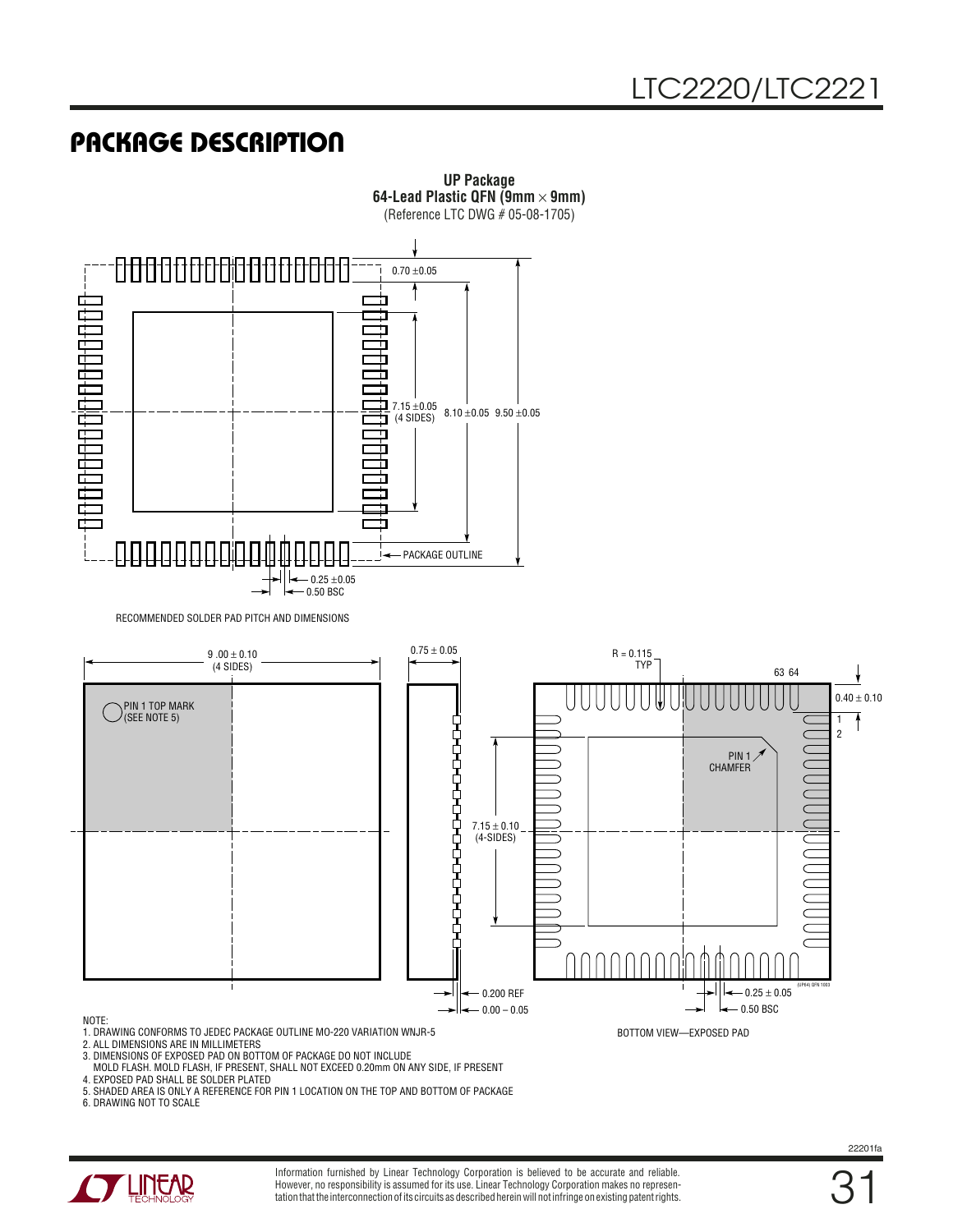# PACKAGE DESCRIPTION

**UP Package**
**64-Lead Plastic QFN (9mm × 9mm)**
(Reference LTC DWG # 05-08-1705)

0.70 ±0.05

7.15 ±0.05 (4 SIDES)

8.10 ±0.05

9.50 ±0.05

PACKAGE OUTLINE

0.25 ±0.05

0.50 BSC

RECOMMENDED SOLDER PAD PITCH AND DIMENSIONS

9 .00 ± 0.10 (4 SIDES)

PIN 1 TOP MARK (SEE NOTE 5)

0.75 ± 0.05

7.15 ± 0.10 (4-SIDES)

0.200 REF

0.00 – 0.05

R = 0.115 TYP

63 64

0.40 ± 0.10

1

2

PIN 1 CHAMFER

0.25 ± 0.05

0.50 BSC

(UP64) QFN 1003

BOTTOM VIEW—EXPOSED PAD

NOTE:
1. DRAWING CONFORMS TO JEDEC PACKAGE OUTLINE MO-220 VARIATION WNJR-5
2. ALL DIMENSIONS ARE IN MILLIMETERS
3. DIMENSIONS OF EXPOSED PAD ON BOTTOM OF PACKAGE DO NOT INCLUDE MOLD FLASH. MOLD FLASH, IF PRESENT, SHALL NOT EXCEED 0.20mm ON ANY SIDE, IF PRESENT
4. EXPOSED PAD SHALL BE SOLDER PLATED
5. SHADED AREA IS ONLY A REFERENCE FOR PIN 1 LOCATION ON THE TOP AND BOTTOM OF PACKAGE
6. DRAWING NOT TO SCALE

Information furnished by Linear Technology Corporation is believed to be accurate and reliable. However, no responsibility is assumed for its use. Linear Technology Corporation makes no representation that the interconnection of its circuits as described herein will not infringe on existing patent rights.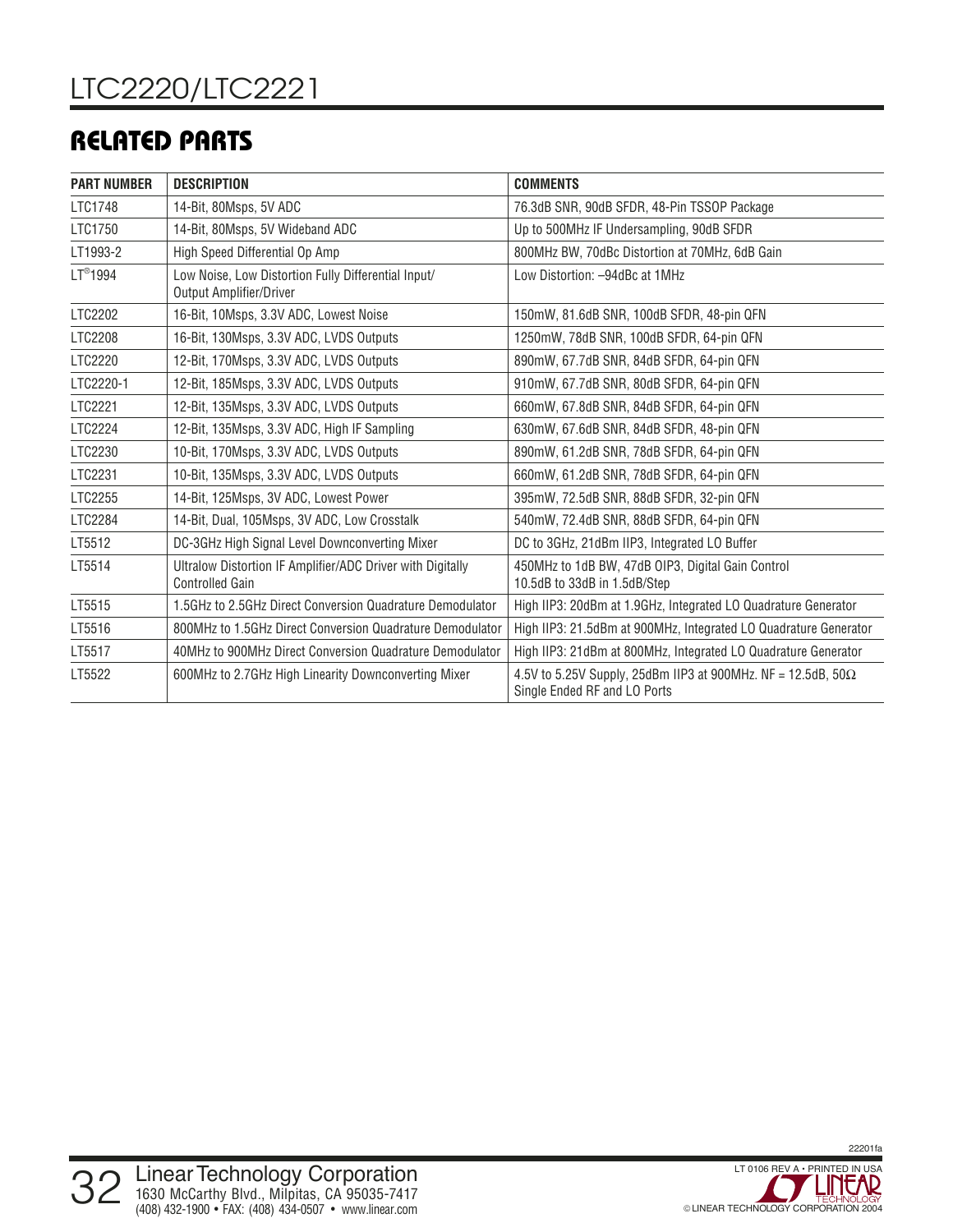## RELATED PARTS

| PART NUMBER | DESCRIPTION | COMMENTS |
|---|---|---|
| LTC1748 | 14-Bit, 80Msps, 5V ADC | 76.3dB SNR, 90dB SFDR, 48-Pin TSSOP Package |
| LTC1750 | 14-Bit, 80Msps, 5V Wideband ADC | Up to 500MHz IF Undersampling, 90dB SFDR |
| LT1993-2 | High Speed Differential Op Amp | 800MHz BW, 70dBc Distortion at 70MHz, 6dB Gain |
| LT®1994 | Low Noise, Low Distortion Fully Differential Input/ Output Amplifier/Driver | Low Distortion: –94dBc at 1MHz |
| LTC2202 | 16-Bit, 10Msps, 3.3V ADC, Lowest Noise | 150mW, 81.6dB SNR, 100dB SFDR, 48-pin QFN |
| LTC2208 | 16-Bit, 130Msps, 3.3V ADC, LVDS Outputs | 1250mW, 78dB SNR, 100dB SFDR, 64-pin QFN |
| LTC2220 | 12-Bit, 170Msps, 3.3V ADC, LVDS Outputs | 890mW, 67.7dB SNR, 84dB SFDR, 64-pin QFN |
| LTC2220-1 | 12-Bit, 185Msps, 3.3V ADC, LVDS Outputs | 910mW, 67.7dB SNR, 80dB SFDR, 64-pin QFN |
| LTC2221 | 12-Bit, 135Msps, 3.3V ADC, LVDS Outputs | 660mW, 67.8dB SNR, 84dB SFDR, 64-pin QFN |
| LTC2224 | 12-Bit, 135Msps, 3.3V ADC, High IF Sampling | 630mW, 67.6dB SNR, 84dB SFDR, 48-pin QFN |
| LTC2230 | 10-Bit, 170Msps, 3.3V ADC, LVDS Outputs | 890mW, 61.2dB SNR, 78dB SFDR, 64-pin QFN |
| LTC2231 | 10-Bit, 135Msps, 3.3V ADC, LVDS Outputs | 660mW, 61.2dB SNR, 78dB SFDR, 64-pin QFN |
| LTC2255 | 14-Bit, 125Msps, 3V ADC, Lowest Power | 395mW, 72.5dB SNR, 88dB SFDR, 32-pin QFN |
| LTC2284 | 14-Bit, Dual, 105Msps, 3V ADC, Low Crosstalk | 540mW, 72.4dB SNR, 88dB SFDR, 64-pin QFN |
| LT5512 | DC-3GHz High Signal Level Downconverting Mixer | DC to 3GHz, 21dBm IIP3, Integrated LO Buffer |
| LT5514 | Ultralow Distortion IF Amplifier/ADC Driver with Digitally Controlled Gain | 450MHz to 1dB BW, 47dB OIP3, Digital Gain Control 10.5dB to 33dB in 1.5dB/Step |
| LT5515 | 1.5GHz to 2.5GHz Direct Conversion Quadrature Demodulator | High IIP3: 20dBm at 1.9GHz, Integrated LO Quadrature Generator |
| LT5516 | 800MHz to 1.5GHz Direct Conversion Quadrature Demodulator | High IIP3: 21.5dBm at 900MHz, Integrated LO Quadrature Generator |
| LT5517 | 40MHz to 900MHz Direct Conversion Quadrature Demodulator | High IIP3: 21dBm at 800MHz, Integrated LO Quadrature Generator |
| LT5522 | 600MHz to 2.7GHz High Linearity Downconverting Mixer | 4.5V to 5.25V Supply, 25dBm IIP3 at 900MHz. NF = 12.5dB, 50Ω Single Ended RF and LO Ports |

Linear Technology Corporation
1630 McCarthy Blvd., Milpitas, CA 95035-7417
(408) 432-1900 • FAX: (408) 434-0507 • www.linear.com

LT 0106 REV A • PRINTED IN USA
© LINEAR TECHNOLOGY CORPORATION 2004